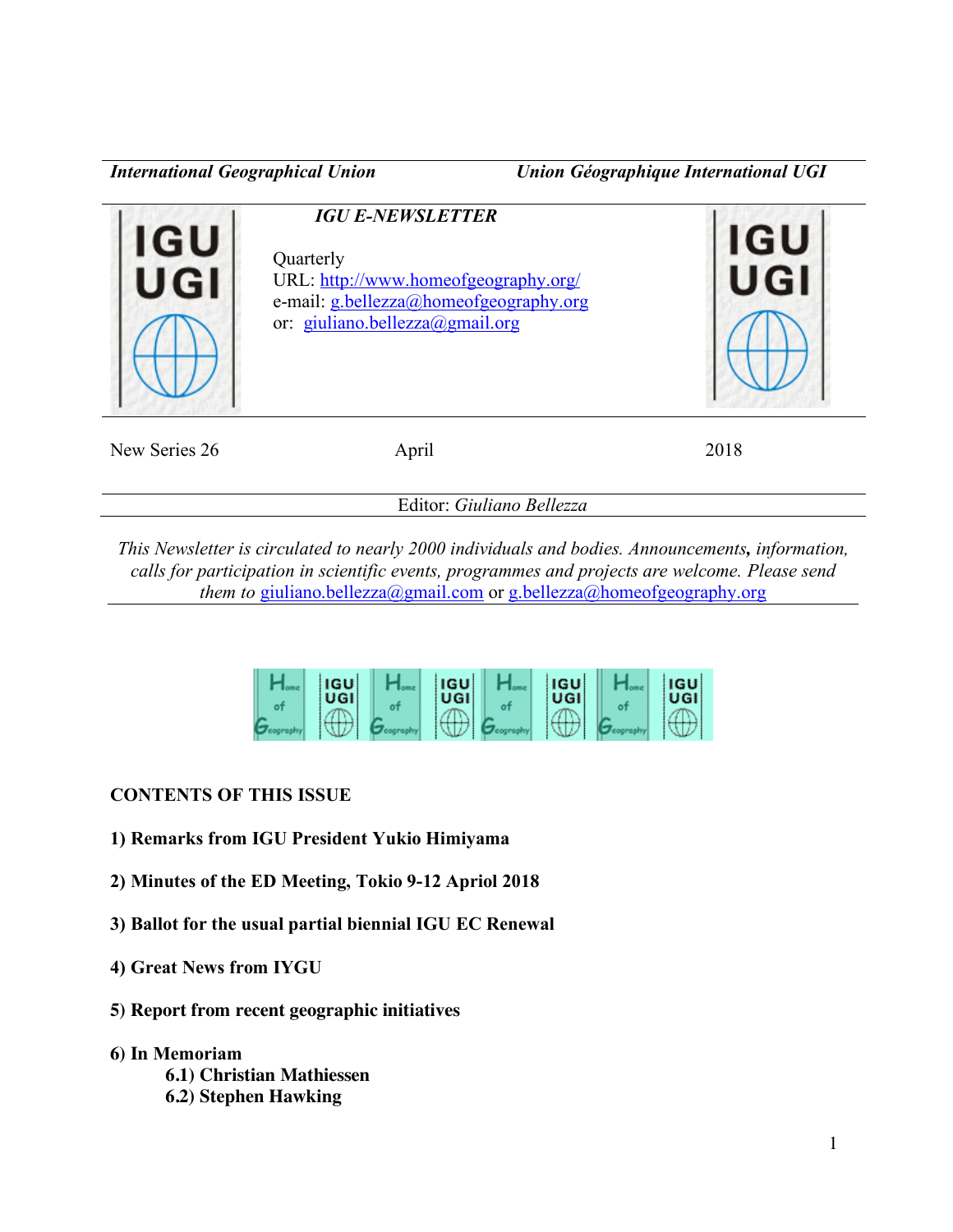*International Geographical Union* *Union Géographique International UGI*

*IGU E-NEWSLETTER*

Quarterly
URL: http://www.homeofgeography.org/
e-mail: g.bellezza@homeofgeography.org
or: giuliano.bellezza@gmail.org

New Series 26 April 2018

Editor: *Giuliano Bellezza*

*This Newsletter is circulated to nearly 2000 individuals and bodies. Announcements, information, calls for participation in scientific events, programmes and projects are welcome. Please send them to* giuliano.bellezza@gmail.com or g.bellezza@homeofgeography.org

**CONTENTS OF THIS ISSUE**

**1) Remarks from IGU President Yukio Himiyama**

**2) Minutes of the ED Meeting, Tokio 9-12 Apriol 2018**

**3) Ballot for the usual partial biennial IGU EC Renewal**

**4) Great News from IYGU**

**5) Report from recent geographic initiatives**

**6) In Memoriam**
- **6.1) Christian Mathiessen**
- **6.2) Stephen Hawking**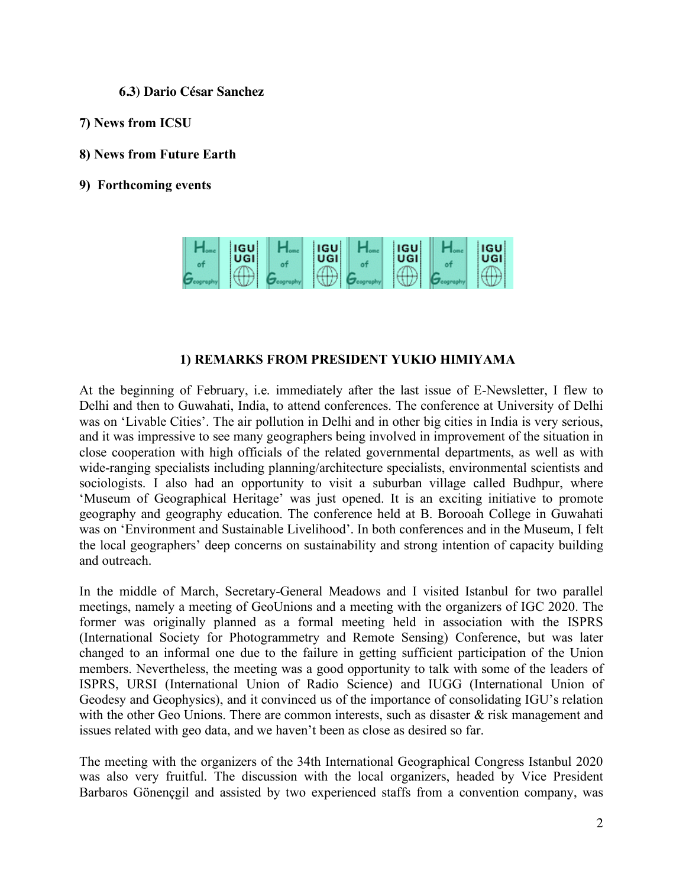**6.3) Dario César Sanchez**

**7) News from ICSU**

**8) News from Future Earth**

**9) Forthcoming events**

## 1) REMARKS FROM PRESIDENT YUKIO HIMIYAMA

At the beginning of February, i.e. immediately after the last issue of E-Newsletter, I flew to Delhi and then to Guwahati, India, to attend conferences. The conference at University of Delhi was on 'Livable Cities'. The air pollution in Delhi and in other big cities in India is very serious, and it was impressive to see many geographers being involved in improvement of the situation in close cooperation with high officials of the related governmental departments, as well as with wide-ranging specialists including planning/architecture specialists, environmental scientists and sociologists. I also had an opportunity to visit a suburban village called Budhpur, where 'Museum of Geographical Heritage' was just opened. It is an exciting initiative to promote geography and geography education. The conference held at B. Borooah College in Guwahati was on 'Environment and Sustainable Livelihood'. In both conferences and in the Museum, I felt the local geographers' deep concerns on sustainability and strong intention of capacity building and outreach.

In the middle of March, Secretary-General Meadows and I visited Istanbul for two parallel meetings, namely a meeting of GeoUnions and a meeting with the organizers of IGC 2020. The former was originally planned as a formal meeting held in association with the ISPRS (International Society for Photogrammetry and Remote Sensing) Conference, but was later changed to an informal one due to the failure in getting sufficient participation of the Union members. Nevertheless, the meeting was a good opportunity to talk with some of the leaders of ISPRS, URSI (International Union of Radio Science) and IUGG (International Union of Geodesy and Geophysics), and it convinced us of the importance of consolidating IGU's relation with the other Geo Unions. There are common interests, such as disaster & risk management and issues related with geo data, and we haven't been as close as desired so far.

The meeting with the organizers of the 34th International Geographical Congress Istanbul 2020 was also very fruitful. The discussion with the local organizers, headed by Vice President Barbaros Gönençgil and assisted by two experienced staffs from a convention company, was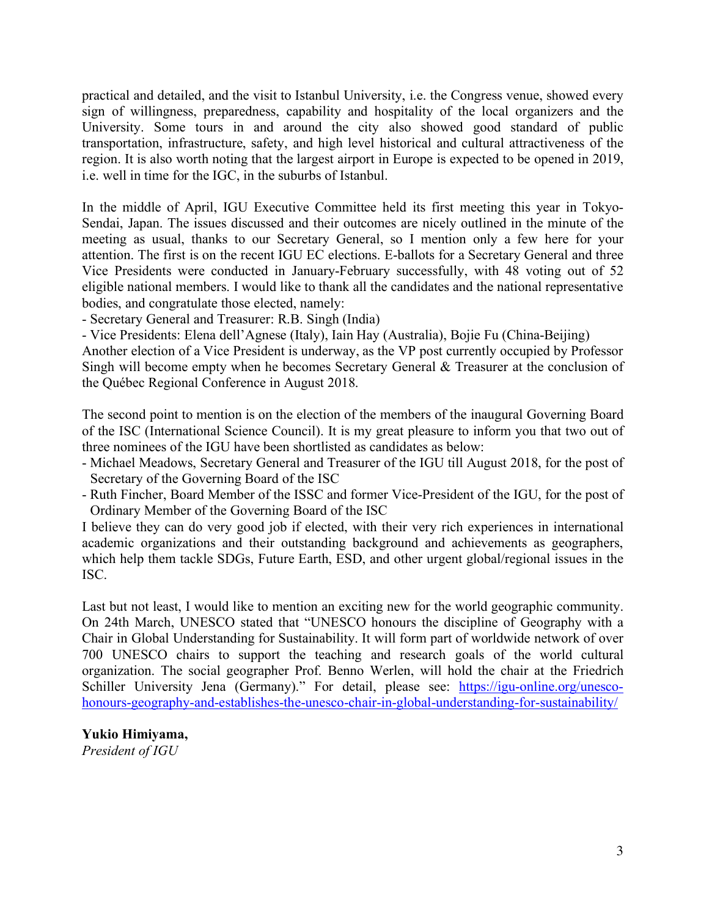practical and detailed, and the visit to Istanbul University, i.e. the Congress venue, showed every sign of willingness, preparedness, capability and hospitality of the local organizers and the University. Some tours in and around the city also showed good standard of public transportation, infrastructure, safety, and high level historical and cultural attractiveness of the region. It is also worth noting that the largest airport in Europe is expected to be opened in 2019, i.e. well in time for the IGC, in the suburbs of Istanbul.

In the middle of April, IGU Executive Committee held its first meeting this year in Tokyo-Sendai, Japan. The issues discussed and their outcomes are nicely outlined in the minute of the meeting as usual, thanks to our Secretary General, so I mention only a few here for your attention. The first is on the recent IGU EC elections. E-ballots for a Secretary General and three Vice Presidents were conducted in January-February successfully, with 48 voting out of 52 eligible national members. I would like to thank all the candidates and the national representative bodies, and congratulate those elected, namely:

- Secretary General and Treasurer: R.B. Singh (India)
- Vice Presidents: Elena dell'Agnese (Italy), Iain Hay (Australia), Bojie Fu (China-Beijing)

Another election of a Vice President is underway, as the VP post currently occupied by Professor Singh will become empty when he becomes Secretary General & Treasurer at the conclusion of the Québec Regional Conference in August 2018.

The second point to mention is on the election of the members of the inaugural Governing Board of the ISC (International Science Council). It is my great pleasure to inform you that two out of three nominees of the IGU have been shortlisted as candidates as below:

- Michael Meadows, Secretary General and Treasurer of the IGU till August 2018, for the post of Secretary of the Governing Board of the ISC
- Ruth Fincher, Board Member of the ISSC and former Vice-President of the IGU, for the post of Ordinary Member of the Governing Board of the ISC

I believe they can do very good job if elected, with their very rich experiences in international academic organizations and their outstanding background and achievements as geographers, which help them tackle SDGs, Future Earth, ESD, and other urgent global/regional issues in the ISC.

Last but not least, I would like to mention an exciting new for the world geographic community. On 24th March, UNESCO stated that "UNESCO honours the discipline of Geography with a Chair in Global Understanding for Sustainability. It will form part of worldwide network of over 700 UNESCO chairs to support the teaching and research goals of the world cultural organization. The social geographer Prof. Benno Werlen, will hold the chair at the Friedrich Schiller University Jena (Germany)." For detail, please see: https://igu-online.org/unesco-honours-geography-and-establishes-the-unesco-chair-in-global-understanding-for-sustainability/

**Yukio Himiyama,**
*President of IGU*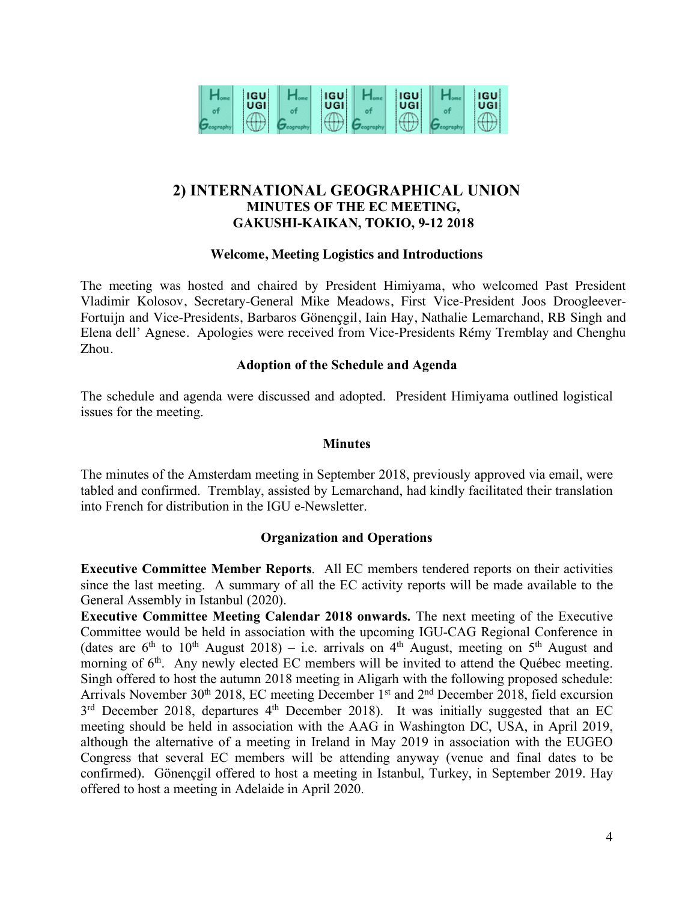## 2) INTERNATIONAL GEOGRAPHICAL UNION
### MINUTES OF THE EC MEETING, GAKUSHI-KAIKAN, TOKIO, 9-12 2018

#### Welcome, Meeting Logistics and Introductions

The meeting was hosted and chaired by President Himiyama, who welcomed Past President Vladimir Kolosov, Secretary-General Mike Meadows, First Vice-President Joos Droogleever-Fortuijn and Vice-Presidents, Barbaros Gönençgil, Iain Hay, Nathalie Lemarchand, RB Singh and Elena dell' Agnese. Apologies were received from Vice-Presidents Rémy Tremblay and Chenghu Zhou.

#### Adoption of the Schedule and Agenda

The schedule and agenda were discussed and adopted. President Himiyama outlined logistical issues for the meeting.

#### Minutes

The minutes of the Amsterdam meeting in September 2018, previously approved via email, were tabled and confirmed. Tremblay, assisted by Lemarchand, had kindly facilitated their translation into French for distribution in the IGU e-Newsletter.

#### Organization and Operations

**Executive Committee Member Reports**. All EC members tendered reports on their activities since the last meeting. A summary of all the EC activity reports will be made available to the General Assembly in Istanbul (2020).

**Executive Committee Meeting Calendar 2018 onwards.** The next meeting of the Executive Committee would be held in association with the upcoming IGU-CAG Regional Conference in (dates are 6th to 10th August 2018) – i.e. arrivals on 4th August, meeting on 5th August and morning of 6th. Any newly elected EC members will be invited to attend the Québec meeting. Singh offered to host the autumn 2018 meeting in Aligarh with the following proposed schedule: Arrivals November 30th 2018, EC meeting December 1st and 2nd December 2018, field excursion 3rd December 2018, departures 4th December 2018). It was initially suggested that an EC meeting should be held in association with the AAG in Washington DC, USA, in April 2019, although the alternative of a meeting in Ireland in May 2019 in association with the EUGEO Congress that several EC members will be attending anyway (venue and final dates to be confirmed). Gönençgil offered to host a meeting in Istanbul, Turkey, in September 2019. Hay offered to host a meeting in Adelaide in April 2020.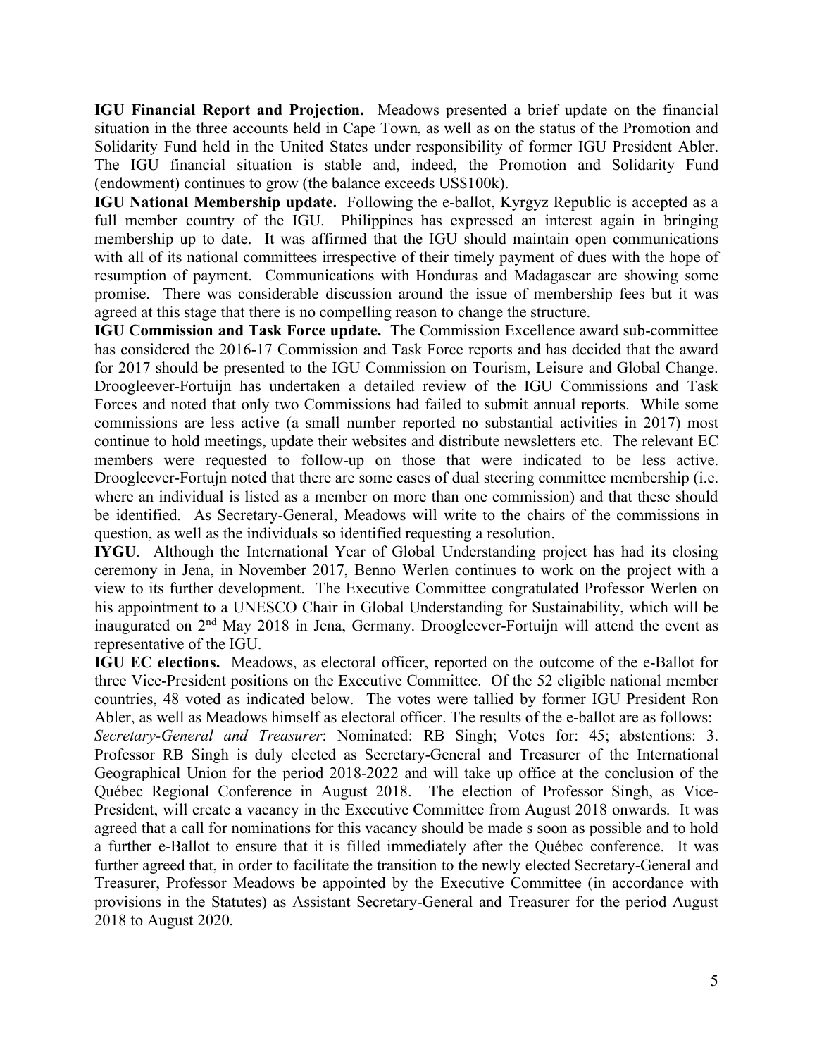**IGU Financial Report and Projection.** Meadows presented a brief update on the financial situation in the three accounts held in Cape Town, as well as on the status of the Promotion and Solidarity Fund held in the United States under responsibility of former IGU President Abler. The IGU financial situation is stable and, indeed, the Promotion and Solidarity Fund (endowment) continues to grow (the balance exceeds US$100k).

**IGU National Membership update.** Following the e-ballot, Kyrgyz Republic is accepted as a full member country of the IGU. Philippines has expressed an interest again in bringing membership up to date. It was affirmed that the IGU should maintain open communications with all of its national committees irrespective of their timely payment of dues with the hope of resumption of payment. Communications with Honduras and Madagascar are showing some promise. There was considerable discussion around the issue of membership fees but it was agreed at this stage that there is no compelling reason to change the structure.

**IGU Commission and Task Force update.** The Commission Excellence award sub-committee has considered the 2016-17 Commission and Task Force reports and has decided that the award for 2017 should be presented to the IGU Commission on Tourism, Leisure and Global Change. Droogleever-Fortuijn has undertaken a detailed review of the IGU Commissions and Task Forces and noted that only two Commissions had failed to submit annual reports. While some commissions are less active (a small number reported no substantial activities in 2017) most continue to hold meetings, update their websites and distribute newsletters etc. The relevant EC members were requested to follow-up on those that were indicated to be less active. Droogleever-Fortujn noted that there are some cases of dual steering committee membership (i.e. where an individual is listed as a member on more than one commission) and that these should be identified. As Secretary-General, Meadows will write to the chairs of the commissions in question, as well as the individuals so identified requesting a resolution.

**IYGU**. Although the International Year of Global Understanding project has had its closing ceremony in Jena, in November 2017, Benno Werlen continues to work on the project with a view to its further development. The Executive Committee congratulated Professor Werlen on his appointment to a UNESCO Chair in Global Understanding for Sustainability, which will be inaugurated on 2nd May 2018 in Jena, Germany. Droogleever-Fortuijn will attend the event as representative of the IGU.

**IGU EC elections.** Meadows, as electoral officer, reported on the outcome of the e-Ballot for three Vice-President positions on the Executive Committee. Of the 52 eligible national member countries, 48 voted as indicated below. The votes were tallied by former IGU President Ron Abler, as well as Meadows himself as electoral officer. The results of the e-ballot are as follows:

*Secretary-General and Treasurer*: Nominated: RB Singh; Votes for: 45; abstentions: 3. Professor RB Singh is duly elected as Secretary-General and Treasurer of the International Geographical Union for the period 2018-2022 and will take up office at the conclusion of the Québec Regional Conference in August 2018. The election of Professor Singh, as Vice-President, will create a vacancy in the Executive Committee from August 2018 onwards. It was agreed that a call for nominations for this vacancy should be made s soon as possible and to hold a further e-Ballot to ensure that it is filled immediately after the Québec conference. It was further agreed that, in order to facilitate the transition to the newly elected Secretary-General and Treasurer, Professor Meadows be appointed by the Executive Committee (in accordance with provisions in the Statutes) as Assistant Secretary-General and Treasurer for the period August 2018 to August 2020.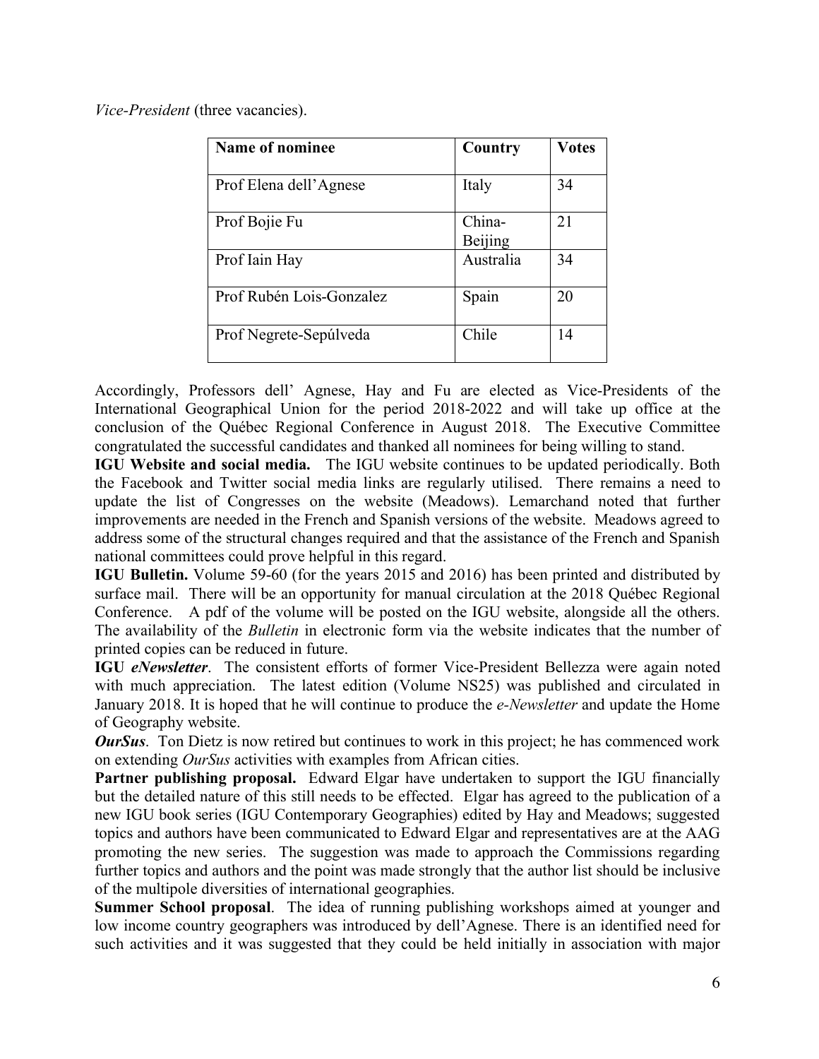*Vice-President* (three vacancies).

| Name of nominee | Country | Votes |
|---|---|---|
| Prof Elena dell'Agnese | Italy | 34 |
| Prof Bojie Fu | China-Beijing | 21 |
| Prof Iain Hay | Australia | 34 |
| Prof Rubén Lois-Gonzalez | Spain | 20 |
| Prof Negrete-Sepúlveda | Chile | 14 |

Accordingly, Professors dell' Agnese, Hay and Fu are elected as Vice-Presidents of the International Geographical Union for the period 2018-2022 and will take up office at the conclusion of the Québec Regional Conference in August 2018. The Executive Committee congratulated the successful candidates and thanked all nominees for being willing to stand.

**IGU Website and social media.** The IGU website continues to be updated periodically. Both the Facebook and Twitter social media links are regularly utilised. There remains a need to update the list of Congresses on the website (Meadows). Lemarchand noted that further improvements are needed in the French and Spanish versions of the website. Meadows agreed to address some of the structural changes required and that the assistance of the French and Spanish national committees could prove helpful in this regard.

**IGU Bulletin.** Volume 59-60 (for the years 2015 and 2016) has been printed and distributed by surface mail. There will be an opportunity for manual circulation at the 2018 Québec Regional Conference. A pdf of the volume will be posted on the IGU website, alongside all the others. The availability of the *Bulletin* in electronic form via the website indicates that the number of printed copies can be reduced in future.

**IGU *eNewsletter*.** The consistent efforts of former Vice-President Bellezza were again noted with much appreciation. The latest edition (Volume NS25) was published and circulated in January 2018. It is hoped that he will continue to produce the *e-Newsletter* and update the Home of Geography website.

***OurSus*.** Ton Dietz is now retired but continues to work in this project; he has commenced work on extending *OurSus* activities with examples from African cities.

**Partner publishing proposal.** Edward Elgar have undertaken to support the IGU financially but the detailed nature of this still needs to be effected. Elgar has agreed to the publication of a new IGU book series (IGU Contemporary Geographies) edited by Hay and Meadows; suggested topics and authors have been communicated to Edward Elgar and representatives are at the AAG promoting the new series. The suggestion was made to approach the Commissions regarding further topics and authors and the point was made strongly that the author list should be inclusive of the multipole diversities of international geographies.

**Summer School proposal**. The idea of running publishing workshops aimed at younger and low income country geographers was introduced by dell'Agnese. There is an identified need for such activities and it was suggested that they could be held initially in association with major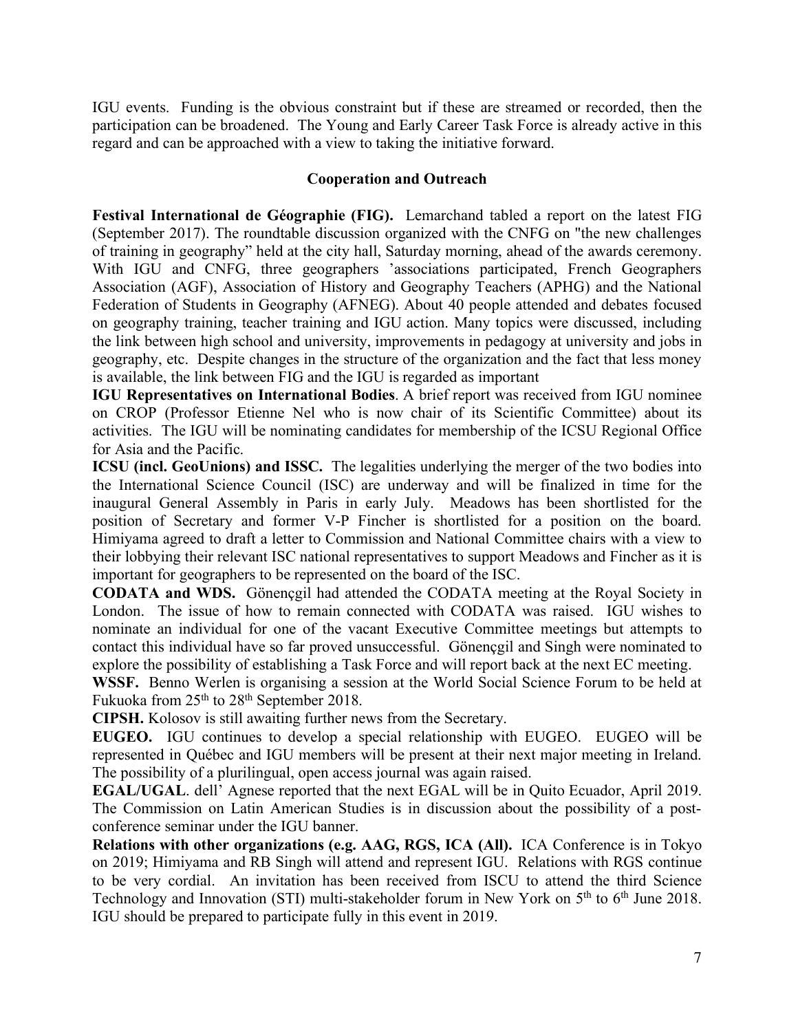IGU events. Funding is the obvious constraint but if these are streamed or recorded, then the participation can be broadened. The Young and Early Career Task Force is already active in this regard and can be approached with a view to taking the initiative forward.

## Cooperation and Outreach

**Festival International de Géographie (FIG).** Lemarchand tabled a report on the latest FIG (September 2017). The roundtable discussion organized with the CNFG on "the new challenges of training in geography" held at the city hall, Saturday morning, ahead of the awards ceremony. With IGU and CNFG, three geographers 'associations participated, French Geographers Association (AGF), Association of History and Geography Teachers (APHG) and the National Federation of Students in Geography (AFNEG). About 40 people attended and debates focused on geography training, teacher training and IGU action. Many topics were discussed, including the link between high school and university, improvements in pedagogy at university and jobs in geography, etc. Despite changes in the structure of the organization and the fact that less money is available, the link between FIG and the IGU is regarded as important

**IGU Representatives on International Bodies**. A brief report was received from IGU nominee on CROP (Professor Etienne Nel who is now chair of its Scientific Committee) about its activities. The IGU will be nominating candidates for membership of the ICSU Regional Office for Asia and the Pacific.

**ICSU (incl. GeoUnions) and ISSC.** The legalities underlying the merger of the two bodies into the International Science Council (ISC) are underway and will be finalized in time for the inaugural General Assembly in Paris in early July. Meadows has been shortlisted for the position of Secretary and former V-P Fincher is shortlisted for a position on the board. Himiyama agreed to draft a letter to Commission and National Committee chairs with a view to their lobbying their relevant ISC national representatives to support Meadows and Fincher as it is important for geographers to be represented on the board of the ISC.

**CODATA and WDS.** Gönençgil had attended the CODATA meeting at the Royal Society in London. The issue of how to remain connected with CODATA was raised. IGU wishes to nominate an individual for one of the vacant Executive Committee meetings but attempts to contact this individual have so far proved unsuccessful. Gönençgil and Singh were nominated to explore the possibility of establishing a Task Force and will report back at the next EC meeting.

**WSSF.** Benno Werlen is organising a session at the World Social Science Forum to be held at Fukuoka from 25th to 28th September 2018.

**CIPSH.** Kolosov is still awaiting further news from the Secretary.

**EUGEO.** IGU continues to develop a special relationship with EUGEO. EUGEO will be represented in Québec and IGU members will be present at their next major meeting in Ireland. The possibility of a plurilingual, open access journal was again raised.

**EGAL/UGAL**. dell' Agnese reported that the next EGAL will be in Quito Ecuador, April 2019. The Commission on Latin American Studies is in discussion about the possibility of a post-conference seminar under the IGU banner.

**Relations with other organizations (e.g. AAG, RGS, ICA (All).** ICA Conference is in Tokyo on 2019; Himiyama and RB Singh will attend and represent IGU. Relations with RGS continue to be very cordial. An invitation has been received from ISCU to attend the third Science Technology and Innovation (STI) multi-stakeholder forum in New York on 5th to 6th June 2018. IGU should be prepared to participate fully in this event in 2019.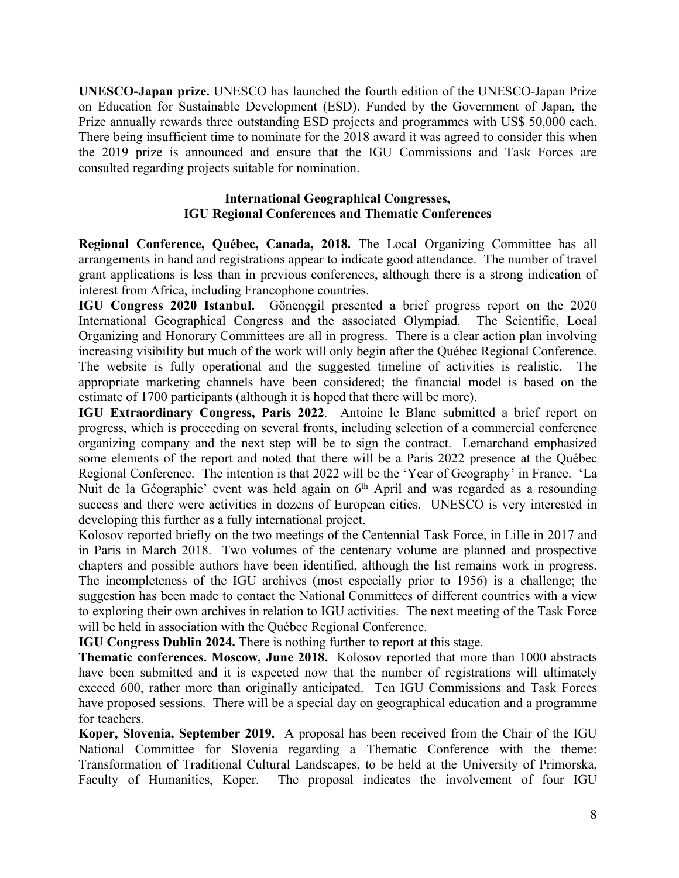**UNESCO-Japan prize.** UNESCO has launched the fourth edition of the UNESCO-Japan Prize on Education for Sustainable Development (ESD). Funded by the Government of Japan, the Prize annually rewards three outstanding ESD projects and programmes with US$ 50,000 each. There being insufficient time to nominate for the 2018 award it was agreed to consider this when the 2019 prize is announced and ensure that the IGU Commissions and Task Forces are consulted regarding projects suitable for nomination.

## International Geographical Congresses, IGU Regional Conferences and Thematic Conferences

**Regional Conference, Québec, Canada, 2018.** The Local Organizing Committee has all arrangements in hand and registrations appear to indicate good attendance. The number of travel grant applications is less than in previous conferences, although there is a strong indication of interest from Africa, including Francophone countries.

**IGU Congress 2020 Istanbul.** Gönençgil presented a brief progress report on the 2020 International Geographical Congress and the associated Olympiad. The Scientific, Local Organizing and Honorary Committees are all in progress. There is a clear action plan involving increasing visibility but much of the work will only begin after the Québec Regional Conference. The website is fully operational and the suggested timeline of activities is realistic. The appropriate marketing channels have been considered; the financial model is based on the estimate of 1700 participants (although it is hoped that there will be more).

**IGU Extraordinary Congress, Paris 2022**. Antoine le Blanc submitted a brief report on progress, which is proceeding on several fronts, including selection of a commercial conference organizing company and the next step will be to sign the contract. Lemarchand emphasized some elements of the report and noted that there will be a Paris 2022 presence at the Québec Regional Conference. The intention is that 2022 will be the 'Year of Geography' in France. 'La Nuit de la Géographie' event was held again on 6th April and was regarded as a resounding success and there were activities in dozens of European cities. UNESCO is very interested in developing this further as a fully international project.

Kolosov reported briefly on the two meetings of the Centennial Task Force, in Lille in 2017 and in Paris in March 2018. Two volumes of the centenary volume are planned and prospective chapters and possible authors have been identified, although the list remains work in progress. The incompleteness of the IGU archives (most especially prior to 1956) is a challenge; the suggestion has been made to contact the National Committees of different countries with a view to exploring their own archives in relation to IGU activities. The next meeting of the Task Force will be held in association with the Québec Regional Conference.

**IGU Congress Dublin 2024.** There is nothing further to report at this stage.

**Thematic conferences. Moscow, June 2018.** Kolosov reported that more than 1000 abstracts have been submitted and it is expected now that the number of registrations will ultimately exceed 600, rather more than originally anticipated. Ten IGU Commissions and Task Forces have proposed sessions. There will be a special day on geographical education and a programme for teachers.

**Koper, Slovenia, September 2019.** A proposal has been received from the Chair of the IGU National Committee for Slovenia regarding a Thematic Conference with the theme: Transformation of Traditional Cultural Landscapes, to be held at the University of Primorska, Faculty of Humanities, Koper. The proposal indicates the involvement of four IGU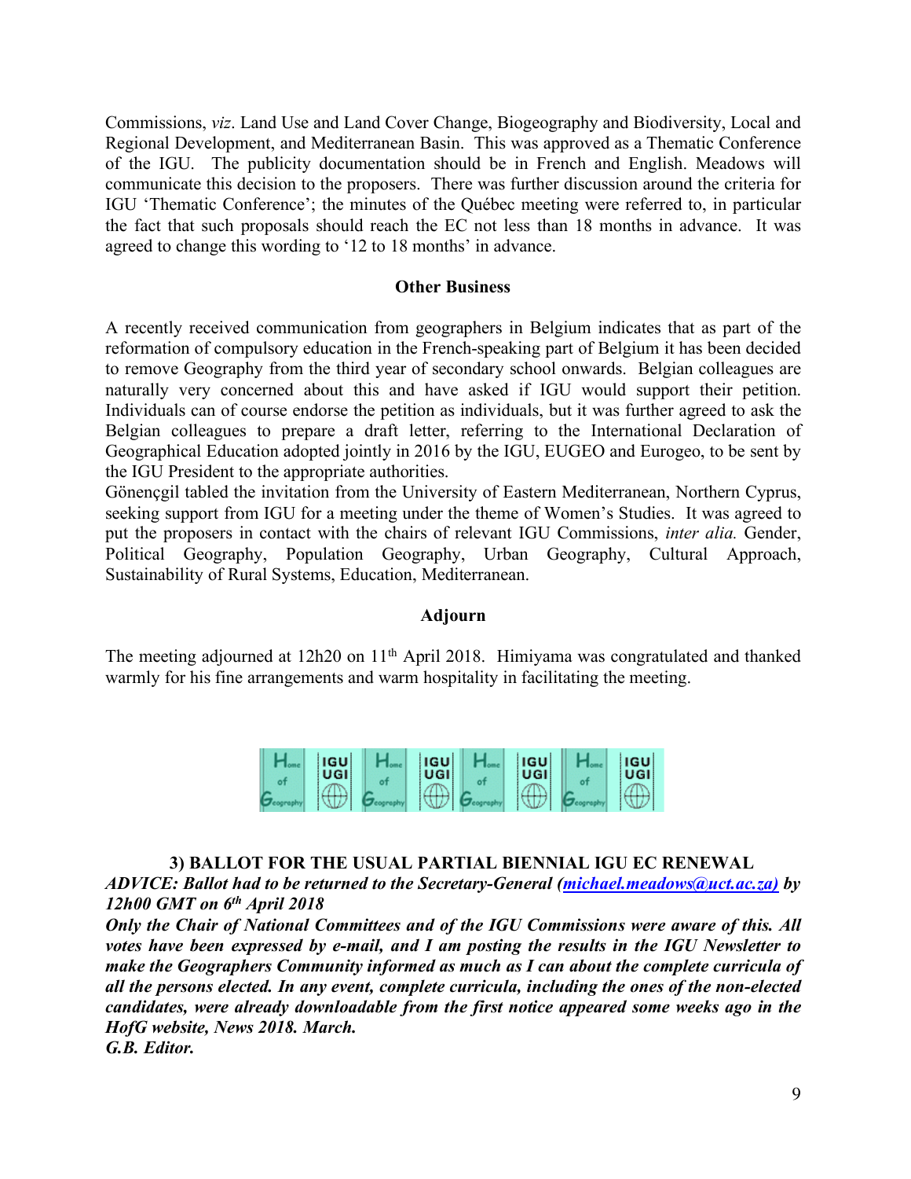Commissions, *viz*. Land Use and Land Cover Change, Biogeography and Biodiversity, Local and Regional Development, and Mediterranean Basin. This was approved as a Thematic Conference of the IGU. The publicity documentation should be in French and English. Meadows will communicate this decision to the proposers. There was further discussion around the criteria for IGU 'Thematic Conference'; the minutes of the Québec meeting were referred to, in particular the fact that such proposals should reach the EC not less than 18 months in advance. It was agreed to change this wording to '12 to 18 months' in advance.

**Other Business**

A recently received communication from geographers in Belgium indicates that as part of the reformation of compulsory education in the French-speaking part of Belgium it has been decided to remove Geography from the third year of secondary school onwards. Belgian colleagues are naturally very concerned about this and have asked if IGU would support their petition. Individuals can of course endorse the petition as individuals, but it was further agreed to ask the Belgian colleagues to prepare a draft letter, referring to the International Declaration of Geographical Education adopted jointly in 2016 by the IGU, EUGEO and Eurogeo, to be sent by the IGU President to the appropriate authorities.
Gönençgil tabled the invitation from the University of Eastern Mediterranean, Northern Cyprus, seeking support from IGU for a meeting under the theme of Women's Studies. It was agreed to put the proposers in contact with the chairs of relevant IGU Commissions, *inter alia.* Gender, Political Geography, Population Geography, Urban Geography, Cultural Approach, Sustainability of Rural Systems, Education, Mediterranean.

**Adjourn**

The meeting adjourned at 12h20 on 11th April 2018. Himiyama was congratulated and thanked warmly for his fine arrangements and warm hospitality in facilitating the meeting.

**3) BALLOT FOR THE USUAL PARTIAL BIENNIAL IGU EC RENEWAL**

***ADVICE: Ballot had to be returned to the Secretary-General (michael.meadows@uct.ac.za) by 12h00 GMT on 6th April 2018***

***Only the Chair of National Committees and of the IGU Commissions were aware of this. All votes have been expressed by e-mail, and I am posting the results in the IGU Newsletter to make the Geographers Community informed as much as I can about the complete curricula of all the persons elected. In any event, complete curricula, including the ones of the non-elected candidates, were already downloadable from the first notice appeared some weeks ago in the HofG website, News 2018. March.***

***G.B. Editor.***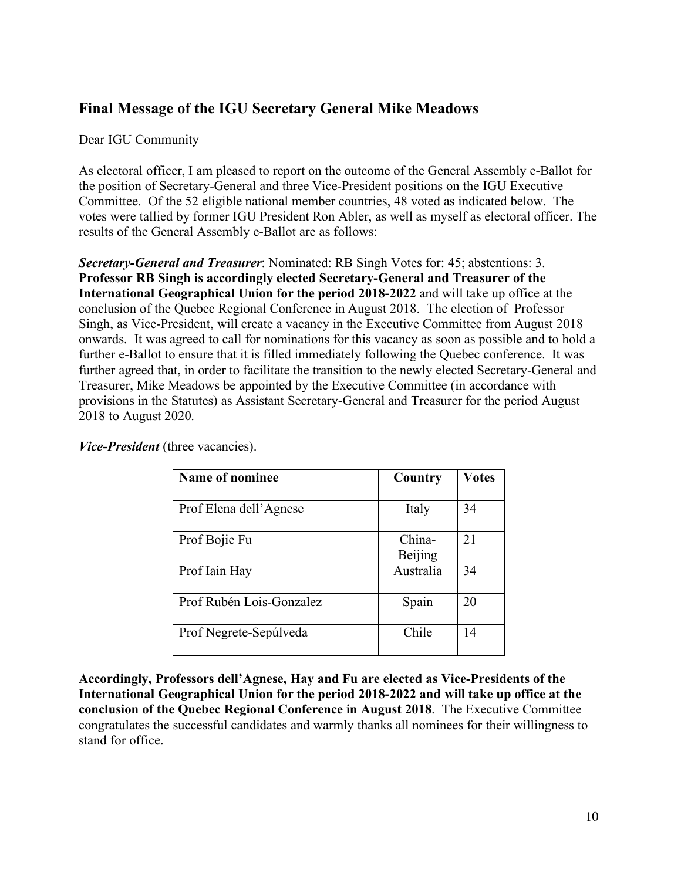## Final Message of the IGU Secretary General Mike Meadows

Dear IGU Community

As electoral officer, I am pleased to report on the outcome of the General Assembly e-Ballot for the position of Secretary-General and three Vice-President positions on the IGU Executive Committee. Of the 52 eligible national member countries, 48 voted as indicated below. The votes were tallied by former IGU President Ron Abler, as well as myself as electoral officer. The results of the General Assembly e-Ballot are as follows:

***Secretary-General and Treasurer***: Nominated: RB Singh Votes for: 45; abstentions: 3. **Professor RB Singh is accordingly elected Secretary-General and Treasurer of the International Geographical Union for the period 2018-2022** and will take up office at the conclusion of the Quebec Regional Conference in August 2018. The election of Professor Singh, as Vice-President, will create a vacancy in the Executive Committee from August 2018 onwards. It was agreed to call for nominations for this vacancy as soon as possible and to hold a further e-Ballot to ensure that it is filled immediately following the Quebec conference. It was further agreed that, in order to facilitate the transition to the newly elected Secretary-General and Treasurer, Mike Meadows be appointed by the Executive Committee (in accordance with provisions in the Statutes) as Assistant Secretary-General and Treasurer for the period August 2018 to August 2020.

***Vice-President*** (three vacancies).

| Name of nominee | Country | Votes |
|---|---|---|
| Prof Elena dell'Agnese | Italy | 34 |
| Prof Bojie Fu | China-Beijing | 21 |
| Prof Iain Hay | Australia | 34 |
| Prof Rubén Lois-Gonzalez | Spain | 20 |
| Prof Negrete-Sepúlveda | Chile | 14 |

**Accordingly, Professors dell'Agnese, Hay and Fu are elected as Vice-Presidents of the International Geographical Union for the period 2018-2022 and will take up office at the conclusion of the Quebec Regional Conference in August 2018**. The Executive Committee congratulates the successful candidates and warmly thanks all nominees for their willingness to stand for office.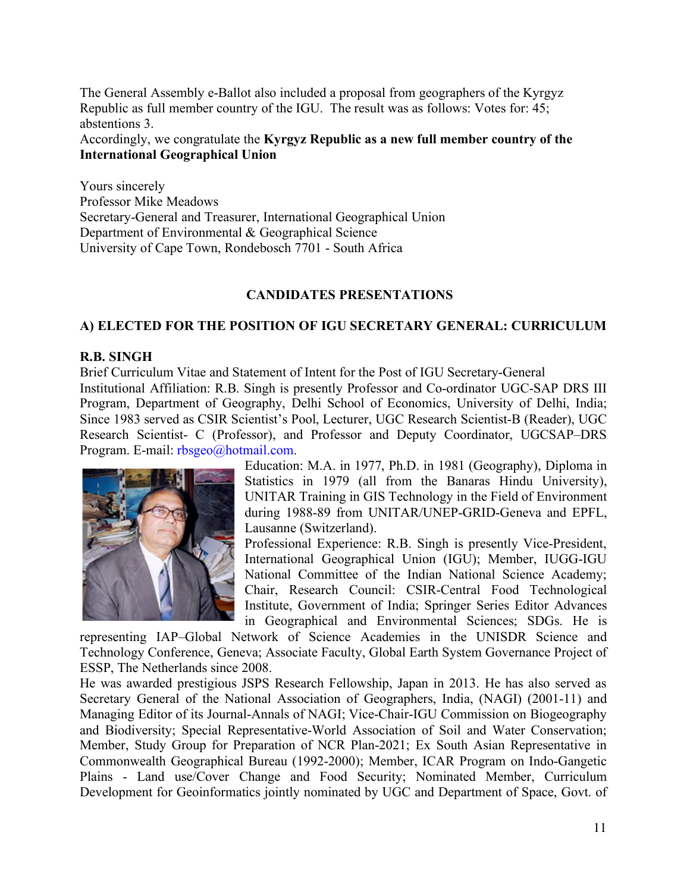The General Assembly e-Ballot also included a proposal from geographers of the Kyrgyz Republic as full member country of the IGU. The result was as follows: Votes for: 45; abstentions 3.

Accordingly, we congratulate the **Kyrgyz Republic as a new full member country of the International Geographical Union**

Yours sincerely
Professor Mike Meadows
Secretary-General and Treasurer, International Geographical Union
Department of Environmental & Geographical Science
University of Cape Town, Rondebosch 7701 - South Africa

## CANDIDATES PRESENTATIONS

### A) ELECTED FOR THE POSITION OF IGU SECRETARY GENERAL: CURRICULUM

**R.B. SINGH**

Brief Curriculum Vitae and Statement of Intent for the Post of IGU Secretary-General

Institutional Affiliation: R.B. Singh is presently Professor and Co-ordinator UGC-SAP DRS III Program, Department of Geography, Delhi School of Economics, University of Delhi, India; Since 1983 served as CSIR Scientist's Pool, Lecturer, UGC Research Scientist-B (Reader), UGC Research Scientist- C (Professor), and Professor and Deputy Coordinator, UGCSAP–DRS Program. E-mail: rbsgeo@hotmail.com.

Education: M.A. in 1977, Ph.D. in 1981 (Geography), Diploma in Statistics in 1979 (all from the Banaras Hindu University), UNITAR Training in GIS Technology in the Field of Environment during 1988-89 from UNITAR/UNEP-GRID-Geneva and EPFL, Lausanne (Switzerland).

Professional Experience: R.B. Singh is presently Vice-President, International Geographical Union (IGU); Member, IUGG-IGU National Committee of the Indian National Science Academy; Chair, Research Council: CSIR-Central Food Technological Institute, Government of India; Springer Series Editor Advances in Geographical and Environmental Sciences; SDGs. He is representing IAP–Global Network of Science Academies in the UNISDR Science and Technology Conference, Geneva; Associate Faculty, Global Earth System Governance Project of ESSP, The Netherlands since 2008.

He was awarded prestigious JSPS Research Fellowship, Japan in 2013. He has also served as Secretary General of the National Association of Geographers, India, (NAGI) (2001-11) and Managing Editor of its Journal-Annals of NAGI; Vice-Chair-IGU Commission on Biogeography and Biodiversity; Special Representative-World Association of Soil and Water Conservation; Member, Study Group for Preparation of NCR Plan-2021; Ex South Asian Representative in Commonwealth Geographical Bureau (1992-2000); Member, ICAR Program on Indo-Gangetic Plains - Land use/Cover Change and Food Security; Nominated Member, Curriculum Development for Geoinformatics jointly nominated by UGC and Department of Space, Govt. of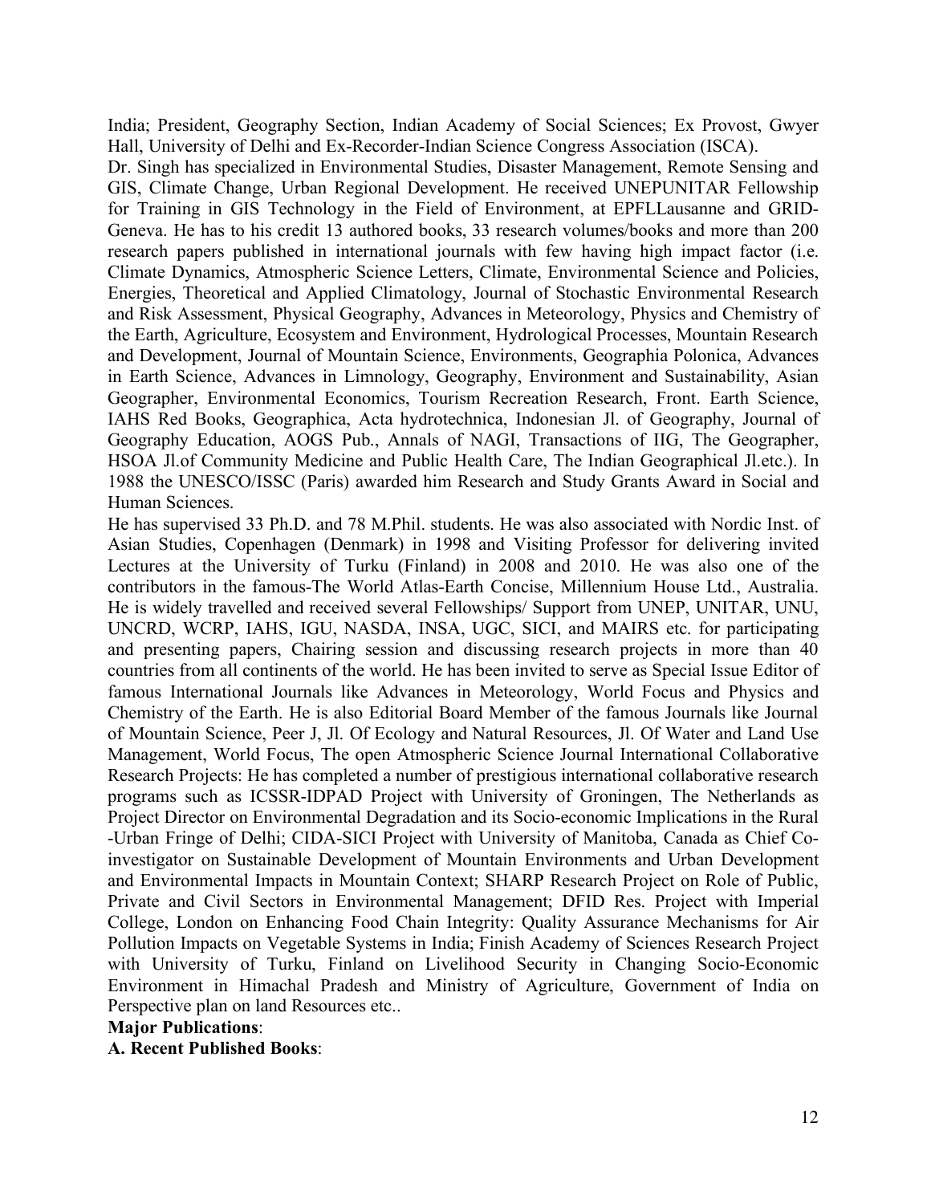India; President, Geography Section, Indian Academy of Social Sciences; Ex Provost, Gwyer Hall, University of Delhi and Ex-Recorder-Indian Science Congress Association (ISCA).

Dr. Singh has specialized in Environmental Studies, Disaster Management, Remote Sensing and GIS, Climate Change, Urban Regional Development. He received UNEPUNITAR Fellowship for Training in GIS Technology in the Field of Environment, at EPFLLausanne and GRID-Geneva. He has to his credit 13 authored books, 33 research volumes/books and more than 200 research papers published in international journals with few having high impact factor (i.e. Climate Dynamics, Atmospheric Science Letters, Climate, Environmental Science and Policies, Energies, Theoretical and Applied Climatology, Journal of Stochastic Environmental Research and Risk Assessment, Physical Geography, Advances in Meteorology, Physics and Chemistry of the Earth, Agriculture, Ecosystem and Environment, Hydrological Processes, Mountain Research and Development, Journal of Mountain Science, Environments, Geographia Polonica, Advances in Earth Science, Advances in Limnology, Geography, Environment and Sustainability, Asian Geographer, Environmental Economics, Tourism Recreation Research, Front. Earth Science, IAHS Red Books, Geographica, Acta hydrotechnica, Indonesian Jl. of Geography, Journal of Geography Education, AOGS Pub., Annals of NAGI, Transactions of IIG, The Geographer, HSOA Jl.of Community Medicine and Public Health Care, The Indian Geographical Jl.etc.). In 1988 the UNESCO/ISSC (Paris) awarded him Research and Study Grants Award in Social and Human Sciences.

He has supervised 33 Ph.D. and 78 M.Phil. students. He was also associated with Nordic Inst. of Asian Studies, Copenhagen (Denmark) in 1998 and Visiting Professor for delivering invited Lectures at the University of Turku (Finland) in 2008 and 2010. He was also one of the contributors in the famous-The World Atlas-Earth Concise, Millennium House Ltd., Australia. He is widely travelled and received several Fellowships/ Support from UNEP, UNITAR, UNU, UNCRD, WCRP, IAHS, IGU, NASDA, INSA, UGC, SICI, and MAIRS etc. for participating and presenting papers, Chairing session and discussing research projects in more than 40 countries from all continents of the world. He has been invited to serve as Special Issue Editor of famous International Journals like Advances in Meteorology, World Focus and Physics and Chemistry of the Earth. He is also Editorial Board Member of the famous Journals like Journal of Mountain Science, Peer J, Jl. Of Ecology and Natural Resources, Jl. Of Water and Land Use Management, World Focus, The open Atmospheric Science Journal International Collaborative Research Projects: He has completed a number of prestigious international collaborative research programs such as ICSSR-IDPAD Project with University of Groningen, The Netherlands as Project Director on Environmental Degradation and its Socio-economic Implications in the Rural -Urban Fringe of Delhi; CIDA-SICI Project with University of Manitoba, Canada as Chief Co-investigator on Sustainable Development of Mountain Environments and Urban Development and Environmental Impacts in Mountain Context; SHARP Research Project on Role of Public, Private and Civil Sectors in Environmental Management; DFID Res. Project with Imperial College, London on Enhancing Food Chain Integrity: Quality Assurance Mechanisms for Air Pollution Impacts on Vegetable Systems in India; Finish Academy of Sciences Research Project with University of Turku, Finland on Livelihood Security in Changing Socio-Economic Environment in Himachal Pradesh and Ministry of Agriculture, Government of India on Perspective plan on land Resources etc..

**Major Publications**:

**A. Recent Published Books**: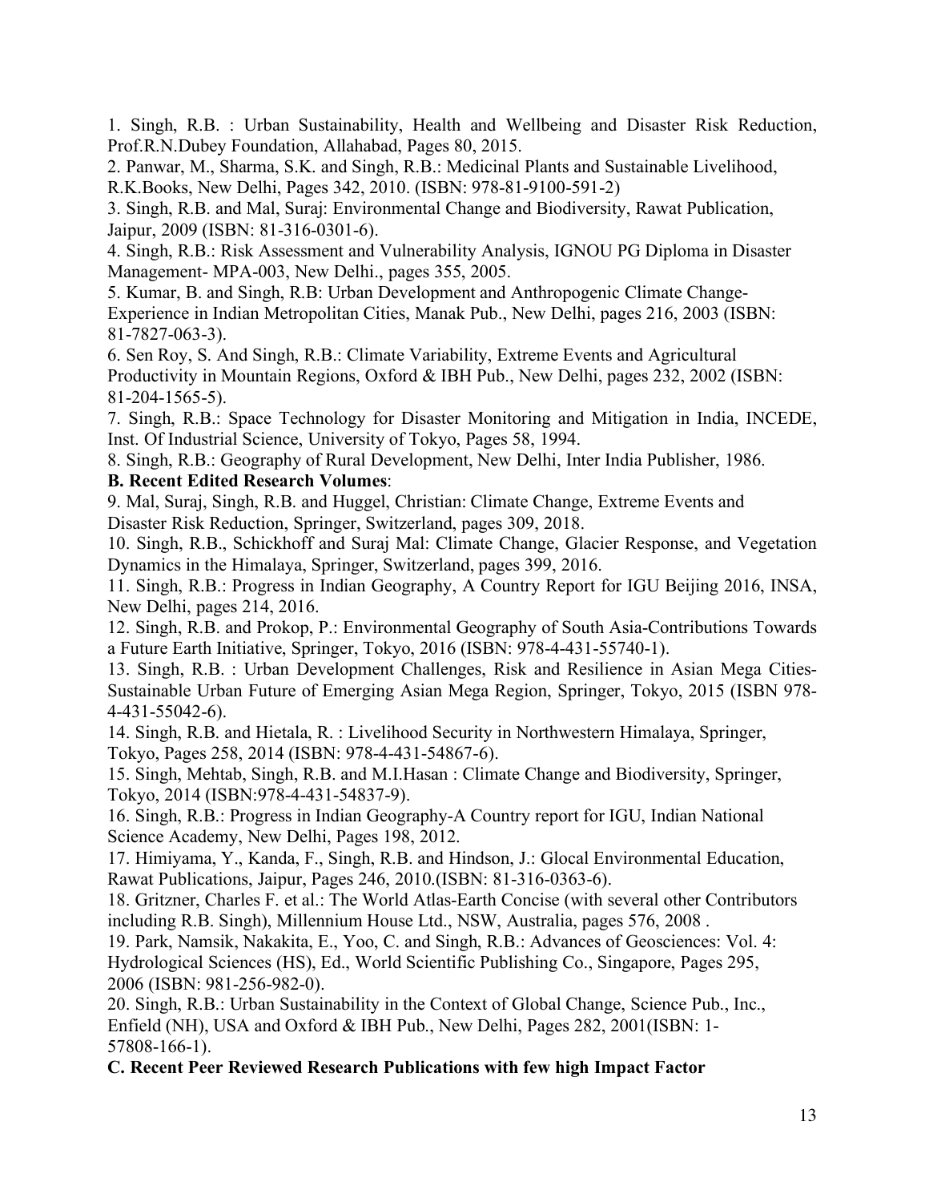1. Singh, R.B. : Urban Sustainability, Health and Wellbeing and Disaster Risk Reduction, Prof.R.N.Dubey Foundation, Allahabad, Pages 80, 2015.
2. Panwar, M., Sharma, S.K. and Singh, R.B.: Medicinal Plants and Sustainable Livelihood, R.K.Books, New Delhi, Pages 342, 2010. (ISBN: 978-81-9100-591-2)
3. Singh, R.B. and Mal, Suraj: Environmental Change and Biodiversity, Rawat Publication, Jaipur, 2009 (ISBN: 81-316-0301-6).
4. Singh, R.B.: Risk Assessment and Vulnerability Analysis, IGNOU PG Diploma in Disaster Management- MPA-003, New Delhi., pages 355, 2005.
5. Kumar, B. and Singh, R.B: Urban Development and Anthropogenic Climate Change-Experience in Indian Metropolitan Cities, Manak Pub., New Delhi, pages 216, 2003 (ISBN: 81-7827-063-3).
6. Sen Roy, S. And Singh, R.B.: Climate Variability, Extreme Events and Agricultural Productivity in Mountain Regions, Oxford & IBH Pub., New Delhi, pages 232, 2002 (ISBN: 81-204-1565-5).
7. Singh, R.B.: Space Technology for Disaster Monitoring and Mitigation in India, INCEDE, Inst. Of Industrial Science, University of Tokyo, Pages 58, 1994.
8. Singh, R.B.: Geography of Rural Development, New Delhi, Inter India Publisher, 1986.

**B. Recent Edited Research Volumes**:

9. Mal, Suraj, Singh, R.B. and Huggel, Christian: Climate Change, Extreme Events and Disaster Risk Reduction, Springer, Switzerland, pages 309, 2018.
10. Singh, R.B., Schickhoff and Suraj Mal: Climate Change, Glacier Response, and Vegetation Dynamics in the Himalaya, Springer, Switzerland, pages 399, 2016.
11. Singh, R.B.: Progress in Indian Geography, A Country Report for IGU Beijing 2016, INSA, New Delhi, pages 214, 2016.
12. Singh, R.B. and Prokop, P.: Environmental Geography of South Asia-Contributions Towards a Future Earth Initiative, Springer, Tokyo, 2016 (ISBN: 978-4-431-55740-1).
13. Singh, R.B. : Urban Development Challenges, Risk and Resilience in Asian Mega Cities-Sustainable Urban Future of Emerging Asian Mega Region, Springer, Tokyo, 2015 (ISBN 978-4-431-55042-6).
14. Singh, R.B. and Hietala, R. : Livelihood Security in Northwestern Himalaya, Springer, Tokyo, Pages 258, 2014 (ISBN: 978-4-431-54867-6).
15. Singh, Mehtab, Singh, R.B. and M.I.Hasan : Climate Change and Biodiversity, Springer, Tokyo, 2014 (ISBN:978-4-431-54837-9).
16. Singh, R.B.: Progress in Indian Geography-A Country report for IGU, Indian National Science Academy, New Delhi, Pages 198, 2012.
17. Himiyama, Y., Kanda, F., Singh, R.B. and Hindson, J.: Glocal Environmental Education, Rawat Publications, Jaipur, Pages 246, 2010.(ISBN: 81-316-0363-6).
18. Gritzner, Charles F. et al.: The World Atlas-Earth Concise (with several other Contributors including R.B. Singh), Millennium House Ltd., NSW, Australia, pages 576, 2008 .
19. Park, Namsik, Nakakita, E., Yoo, C. and Singh, R.B.: Advances of Geosciences: Vol. 4: Hydrological Sciences (HS), Ed., World Scientific Publishing Co., Singapore, Pages 295, 2006 (ISBN: 981-256-982-0).
20. Singh, R.B.: Urban Sustainability in the Context of Global Change, Science Pub., Inc., Enfield (NH), USA and Oxford & IBH Pub., New Delhi, Pages 282, 2001(ISBN: 1-57808-166-1).

**C. Recent Peer Reviewed Research Publications with few high Impact Factor**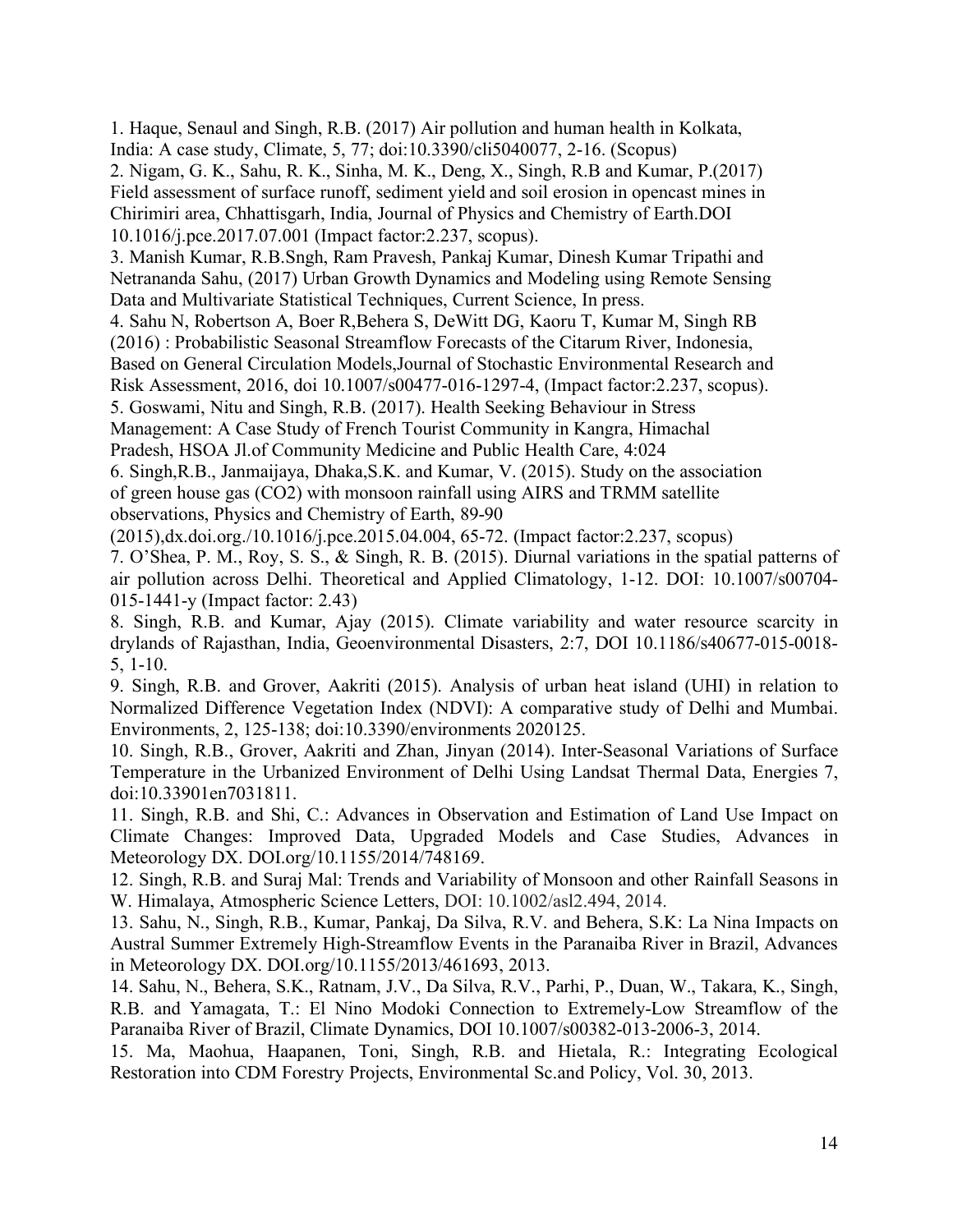1. Haque, Senaul and Singh, R.B. (2017) Air pollution and human health in Kolkata, India: A case study, Climate, 5, 77; doi:10.3390/cli5040077, 2-16. (Scopus)
2. Nigam, G. K., Sahu, R. K., Sinha, M. K., Deng, X., Singh, R.B and Kumar, P.(2017) Field assessment of surface runoff, sediment yield and soil erosion in opencast mines in Chirimiri area, Chhattisgarh, India, Journal of Physics and Chemistry of Earth.DOI 10.1016/j.pce.2017.07.001 (Impact factor:2.237, scopus).
3. Manish Kumar, R.B.Sngh, Ram Pravesh, Pankaj Kumar, Dinesh Kumar Tripathi and Netrananda Sahu, (2017) Urban Growth Dynamics and Modeling using Remote Sensing Data and Multivariate Statistical Techniques, Current Science, In press.
4. Sahu N, Robertson A, Boer R,Behera S, DeWitt DG, Kaoru T, Kumar M, Singh RB (2016) : Probabilistic Seasonal Streamflow Forecasts of the Citarum River, Indonesia, Based on General Circulation Models,Journal of Stochastic Environmental Research and Risk Assessment, 2016, doi 10.1007/s00477-016-1297-4, (Impact factor:2.237, scopus).
5. Goswami, Nitu and Singh, R.B. (2017). Health Seeking Behaviour in Stress Management: A Case Study of French Tourist Community in Kangra, Himachal Pradesh, HSOA Jl.of Community Medicine and Public Health Care, 4:024
6. Singh,R.B., Janmaijaya, Dhaka,S.K. and Kumar, V. (2015). Study on the association of green house gas (CO2) with monsoon rainfall using AIRS and TRMM satellite observations, Physics and Chemistry of Earth, 89-90 (2015),dx.doi.org./10.1016/j.pce.2015.04.004, 65-72. (Impact factor:2.237, scopus)
7. O'Shea, P. M., Roy, S. S., & Singh, R. B. (2015). Diurnal variations in the spatial patterns of air pollution across Delhi. Theoretical and Applied Climatology, 1-12. DOI: 10.1007/s00704-015-1441-y (Impact factor: 2.43)
8. Singh, R.B. and Kumar, Ajay (2015). Climate variability and water resource scarcity in drylands of Rajasthan, India, Geoenvironmental Disasters, 2:7, DOI 10.1186/s40677-015-0018-5, 1-10.
9. Singh, R.B. and Grover, Aakriti (2015). Analysis of urban heat island (UHI) in relation to Normalized Difference Vegetation Index (NDVI): A comparative study of Delhi and Mumbai. Environments, 2, 125-138; doi:10.3390/environments 2020125.
10. Singh, R.B., Grover, Aakriti and Zhan, Jinyan (2014). Inter-Seasonal Variations of Surface Temperature in the Urbanized Environment of Delhi Using Landsat Thermal Data, Energies 7, doi:10.33901en7031811.
11. Singh, R.B. and Shi, C.: Advances in Observation and Estimation of Land Use Impact on Climate Changes: Improved Data, Upgraded Models and Case Studies, Advances in Meteorology DX. DOI.org/10.1155/2014/748169.
12. Singh, R.B. and Suraj Mal: Trends and Variability of Monsoon and other Rainfall Seasons in W. Himalaya, Atmospheric Science Letters, DOI: 10.1002/asl2.494, 2014.
13. Sahu, N., Singh, R.B., Kumar, Pankaj, Da Silva, R.V. and Behera, S.K: La Nina Impacts on Austral Summer Extremely High-Streamflow Events in the Paranaiba River in Brazil, Advances in Meteorology DX. DOI.org/10.1155/2013/461693, 2013.
14. Sahu, N., Behera, S.K., Ratnam, J.V., Da Silva, R.V., Parhi, P., Duan, W., Takara, K., Singh, R.B. and Yamagata, T.: El Nino Modoki Connection to Extremely-Low Streamflow of the Paranaiba River of Brazil, Climate Dynamics, DOI 10.1007/s00382-013-2006-3, 2014.
15. Ma, Maohua, Haapanen, Toni, Singh, R.B. and Hietala, R.: Integrating Ecological Restoration into CDM Forestry Projects, Environmental Sc.and Policy, Vol. 30, 2013.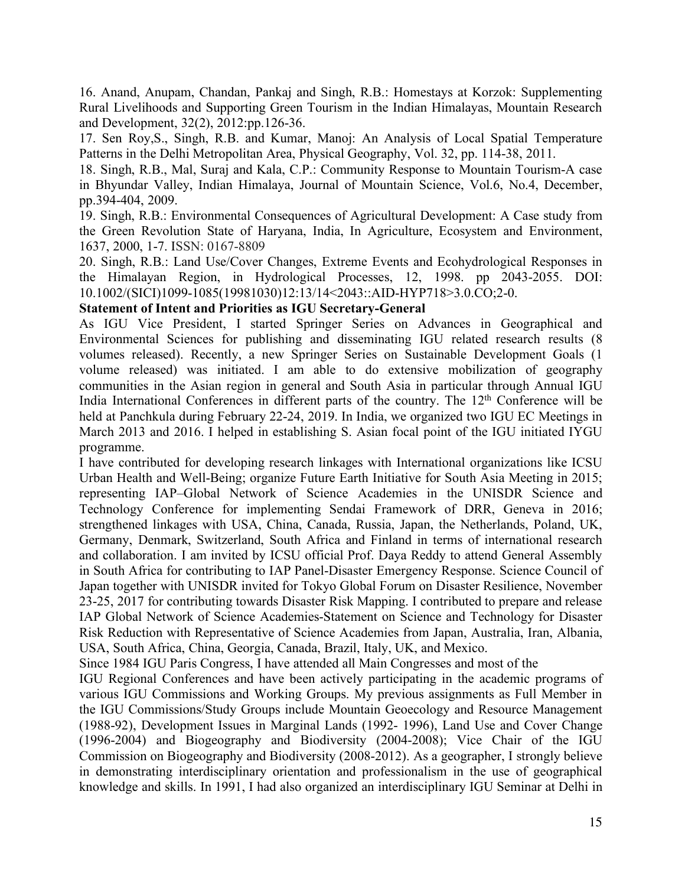16. Anand, Anupam, Chandan, Pankaj and Singh, R.B.: Homestays at Korzok: Supplementing Rural Livelihoods and Supporting Green Tourism in the Indian Himalayas, Mountain Research and Development, 32(2), 2012:pp.126-36.

17. Sen Roy,S., Singh, R.B. and Kumar, Manoj: An Analysis of Local Spatial Temperature Patterns in the Delhi Metropolitan Area, Physical Geography, Vol. 32, pp. 114-38, 2011.

18. Singh, R.B., Mal, Suraj and Kala, C.P.: Community Response to Mountain Tourism-A case in Bhyundar Valley, Indian Himalaya, Journal of Mountain Science, Vol.6, No.4, December, pp.394-404, 2009.

19. Singh, R.B.: Environmental Consequences of Agricultural Development: A Case study from the Green Revolution State of Haryana, India, In Agriculture, Ecosystem and Environment, 1637, 2000, 1-7. ISSN: 0167-8809

20. Singh, R.B.: Land Use/Cover Changes, Extreme Events and Ecohydrological Responses in the Himalayan Region, in Hydrological Processes, 12, 1998. pp 2043-2055. DOI: 10.1002/(SICI)1099-1085(19981030)12:13/14<2043::AID-HYP718>3.0.CO;2-0.

**Statement of Intent and Priorities as IGU Secretary-General**

As IGU Vice President, I started Springer Series on Advances in Geographical and Environmental Sciences for publishing and disseminating IGU related research results (8 volumes released). Recently, a new Springer Series on Sustainable Development Goals (1 volume released) was initiated. I am able to do extensive mobilization of geography communities in the Asian region in general and South Asia in particular through Annual IGU India International Conferences in different parts of the country. The 12th Conference will be held at Panchkula during February 22-24, 2019. In India, we organized two IGU EC Meetings in March 2013 and 2016. I helped in establishing S. Asian focal point of the IGU initiated IYGU programme.

I have contributed for developing research linkages with International organizations like ICSU Urban Health and Well-Being; organize Future Earth Initiative for South Asia Meeting in 2015; representing IAP–Global Network of Science Academies in the UNISDR Science and Technology Conference for implementing Sendai Framework of DRR, Geneva in 2016; strengthened linkages with USA, China, Canada, Russia, Japan, the Netherlands, Poland, UK, Germany, Denmark, Switzerland, South Africa and Finland in terms of international research and collaboration. I am invited by ICSU official Prof. Daya Reddy to attend General Assembly in South Africa for contributing to IAP Panel-Disaster Emergency Response. Science Council of Japan together with UNISDR invited for Tokyo Global Forum on Disaster Resilience, November 23-25, 2017 for contributing towards Disaster Risk Mapping. I contributed to prepare and release IAP Global Network of Science Academies-Statement on Science and Technology for Disaster Risk Reduction with Representative of Science Academies from Japan, Australia, Iran, Albania, USA, South Africa, China, Georgia, Canada, Brazil, Italy, UK, and Mexico.

Since 1984 IGU Paris Congress, I have attended all Main Congresses and most of the IGU Regional Conferences and have been actively participating in the academic programs of various IGU Commissions and Working Groups. My previous assignments as Full Member in the IGU Commissions/Study Groups include Mountain Geoecology and Resource Management (1988-92), Development Issues in Marginal Lands (1992- 1996), Land Use and Cover Change (1996-2004) and Biogeography and Biodiversity (2004-2008); Vice Chair of the IGU Commission on Biogeography and Biodiversity (2008-2012). As a geographer, I strongly believe in demonstrating interdisciplinary orientation and professionalism in the use of geographical knowledge and skills. In 1991, I had also organized an interdisciplinary IGU Seminar at Delhi in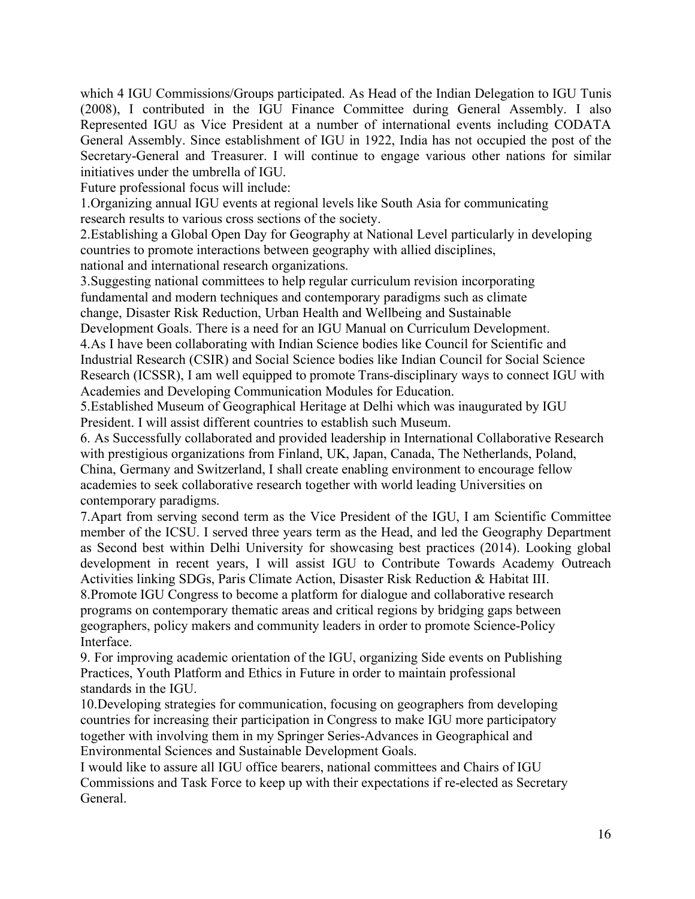which 4 IGU Commissions/Groups participated. As Head of the Indian Delegation to IGU Tunis (2008), I contributed in the IGU Finance Committee during General Assembly. I also Represented IGU as Vice President at a number of international events including CODATA General Assembly. Since establishment of IGU in 1922, India has not occupied the post of the Secretary-General and Treasurer. I will continue to engage various other nations for similar initiatives under the umbrella of IGU.

Future professional focus will include:

1.Organizing annual IGU events at regional levels like South Asia for communicating research results to various cross sections of the society.

2.Establishing a Global Open Day for Geography at National Level particularly in developing countries to promote interactions between geography with allied disciplines, national and international research organizations.

3.Suggesting national committees to help regular curriculum revision incorporating fundamental and modern techniques and contemporary paradigms such as climate change, Disaster Risk Reduction, Urban Health and Wellbeing and Sustainable Development Goals. There is a need for an IGU Manual on Curriculum Development.

4.As I have been collaborating with Indian Science bodies like Council for Scientific and Industrial Research (CSIR) and Social Science bodies like Indian Council for Social Science Research (ICSSR), I am well equipped to promote Trans-disciplinary ways to connect IGU with Academies and Developing Communication Modules for Education.

5.Established Museum of Geographical Heritage at Delhi which was inaugurated by IGU President. I will assist different countries to establish such Museum.

6. As Successfully collaborated and provided leadership in International Collaborative Research with prestigious organizations from Finland, UK, Japan, Canada, The Netherlands, Poland, China, Germany and Switzerland, I shall create enabling environment to encourage fellow academies to seek collaborative research together with world leading Universities on contemporary paradigms.

7.Apart from serving second term as the Vice President of the IGU, I am Scientific Committee member of the ICSU. I served three years term as the Head, and led the Geography Department as Second best within Delhi University for showcasing best practices (2014). Looking global development in recent years, I will assist IGU to Contribute Towards Academy Outreach Activities linking SDGs, Paris Climate Action, Disaster Risk Reduction & Habitat III.

8.Promote IGU Congress to become a platform for dialogue and collaborative research programs on contemporary thematic areas and critical regions by bridging gaps between geographers, policy makers and community leaders in order to promote Science-Policy Interface.

9. For improving academic orientation of the IGU, organizing Side events on Publishing Practices, Youth Platform and Ethics in Future in order to maintain professional standards in the IGU.

10.Developing strategies for communication, focusing on geographers from developing countries for increasing their participation in Congress to make IGU more participatory together with involving them in my Springer Series-Advances in Geographical and Environmental Sciences and Sustainable Development Goals.

I would like to assure all IGU office bearers, national committees and Chairs of IGU Commissions and Task Force to keep up with their expectations if re-elected as Secretary General.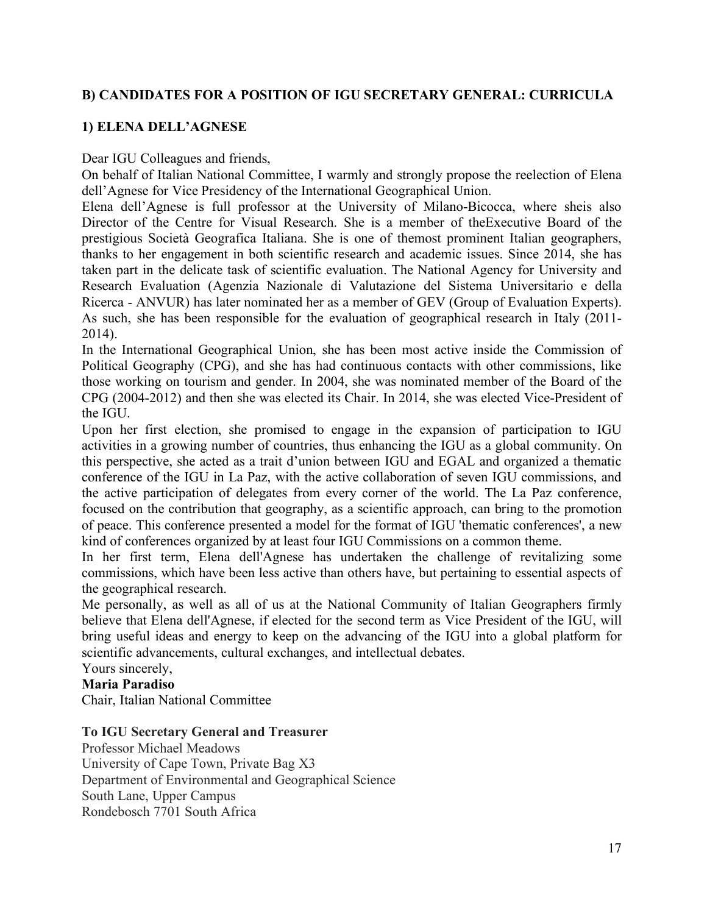**B) CANDIDATES FOR A POSITION OF IGU SECRETARY GENERAL: CURRICULA**

**1) ELENA DELL'AGNESE**

Dear IGU Colleagues and friends,

On behalf of Italian National Committee, I warmly and strongly propose the reelection of Elena dell'Agnese for Vice Presidency of the International Geographical Union.

Elena dell'Agnese is full professor at the University of Milano-Bicocca, where sheis also Director of the Centre for Visual Research. She is a member of theExecutive Board of the prestigious Società Geografica Italiana. She is one of themost prominent Italian geographers, thanks to her engagement in both scientific research and academic issues. Since 2014, she has taken part in the delicate task of scientific evaluation. The National Agency for University and Research Evaluation (Agenzia Nazionale di Valutazione del Sistema Universitario e della Ricerca - ANVUR) has later nominated her as a member of GEV (Group of Evaluation Experts). As such, she has been responsible for the evaluation of geographical research in Italy (2011-2014).

In the International Geographical Union, she has been most active inside the Commission of Political Geography (CPG), and she has had continuous contacts with other commissions, like those working on tourism and gender. In 2004, she was nominated member of the Board of the CPG (2004-2012) and then she was elected its Chair. In 2014, she was elected Vice-President of the IGU.

Upon her first election, she promised to engage in the expansion of participation to IGU activities in a growing number of countries, thus enhancing the IGU as a global community. On this perspective, she acted as a trait d'union between IGU and EGAL and organized a thematic conference of the IGU in La Paz, with the active collaboration of seven IGU commissions, and the active participation of delegates from every corner of the world. The La Paz conference, focused on the contribution that geography, as a scientific approach, can bring to the promotion of peace. This conference presented a model for the format of IGU 'thematic conferences', a new kind of conferences organized by at least four IGU Commissions on a common theme.

In her first term, Elena dell'Agnese has undertaken the challenge of revitalizing some commissions, which have been less active than others have, but pertaining to essential aspects of the geographical research.

Me personally, as well as all of us at the National Community of Italian Geographers firmly believe that Elena dell'Agnese, if elected for the second term as Vice President of the IGU, will bring useful ideas and energy to keep on the advancing of the IGU into a global platform for scientific advancements, cultural exchanges, and intellectual debates.

Yours sincerely,

**Maria Paradiso**

Chair, Italian National Committee

**To IGU Secretary General and Treasurer**

Professor Michael Meadows
University of Cape Town, Private Bag X3
Department of Environmental and Geographical Science
South Lane, Upper Campus
Rondebosch 7701 South Africa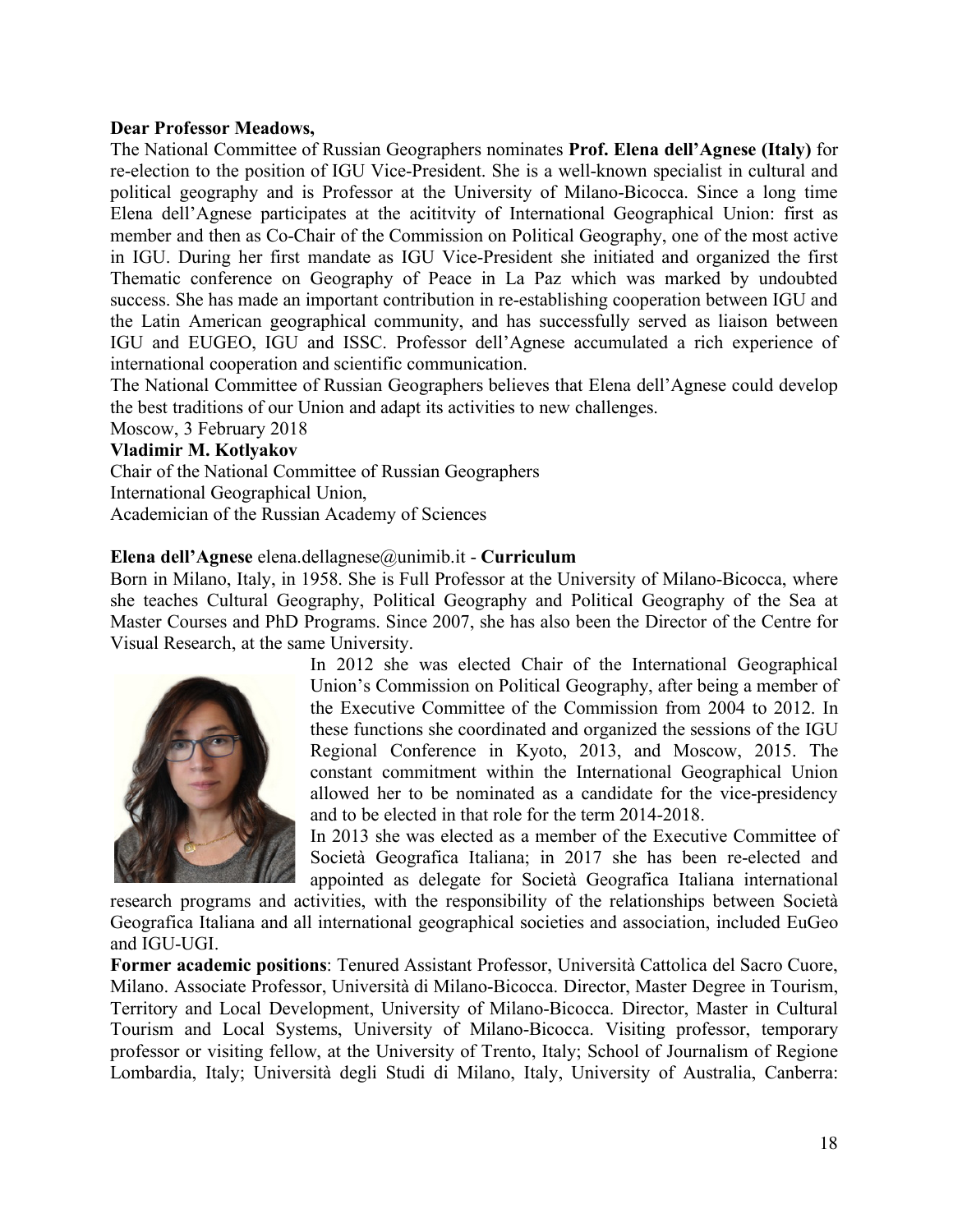**Dear Professor Meadows,**

The National Committee of Russian Geographers nominates **Prof. Elena dell'Agnese (Italy)** for re-election to the position of IGU Vice-President. She is a well-known specialist in cultural and political geography and is Professor at the University of Milano-Bicocca. Since a long time Elena dell'Agnese participates at the acititvity of International Geographical Union: first as member and then as Co-Chair of the Commission on Political Geography, one of the most active in IGU. During her first mandate as IGU Vice-President she initiated and organized the first Thematic conference on Geography of Peace in La Paz which was marked by undoubted success. She has made an important contribution in re-establishing cooperation between IGU and the Latin American geographical community, and has successfully served as liaison between IGU and EUGEO, IGU and ISSC. Professor dell'Agnese accumulated a rich experience of international cooperation and scientific communication.

The National Committee of Russian Geographers believes that Elena dell'Agnese could develop the best traditions of our Union and adapt its activities to new challenges.

Moscow, 3 February 2018

**Vladimir M. Kotlyakov**

Chair of the National Committee of Russian Geographers
International Geographical Union,
Academician of the Russian Academy of Sciences

**Elena dell'Agnese** elena.dellagnese@unimib.it - **Curriculum**

Born in Milano, Italy, in 1958. She is Full Professor at the University of Milano-Bicocca, where she teaches Cultural Geography, Political Geography and Political Geography of the Sea at Master Courses and PhD Programs. Since 2007, she has also been the Director of the Centre for Visual Research, at the same University.

In 2012 she was elected Chair of the International Geographical Union's Commission on Political Geography, after being a member of the Executive Committee of the Commission from 2004 to 2012. In these functions she coordinated and organized the sessions of the IGU Regional Conference in Kyoto, 2013, and Moscow, 2015. The constant commitment within the International Geographical Union allowed her to be nominated as a candidate for the vice-presidency and to be elected in that role for the term 2014-2018.

In 2013 she was elected as a member of the Executive Committee of Società Geografica Italiana; in 2017 she has been re-elected and appointed as delegate for Società Geografica Italiana international research programs and activities, with the responsibility of the relationships between Società Geografica Italiana and all international geographical societies and association, included EuGeo and IGU-UGI.

**Former academic positions**: Tenured Assistant Professor, Università Cattolica del Sacro Cuore, Milano. Associate Professor, Università di Milano-Bicocca. Director, Master Degree in Tourism, Territory and Local Development, University of Milano-Bicocca. Director, Master in Cultural Tourism and Local Systems, University of Milano-Bicocca. Visiting professor, temporary professor or visiting fellow, at the University of Trento, Italy; School of Journalism of Regione Lombardia, Italy; Università degli Studi di Milano, Italy, University of Australia, Canberra: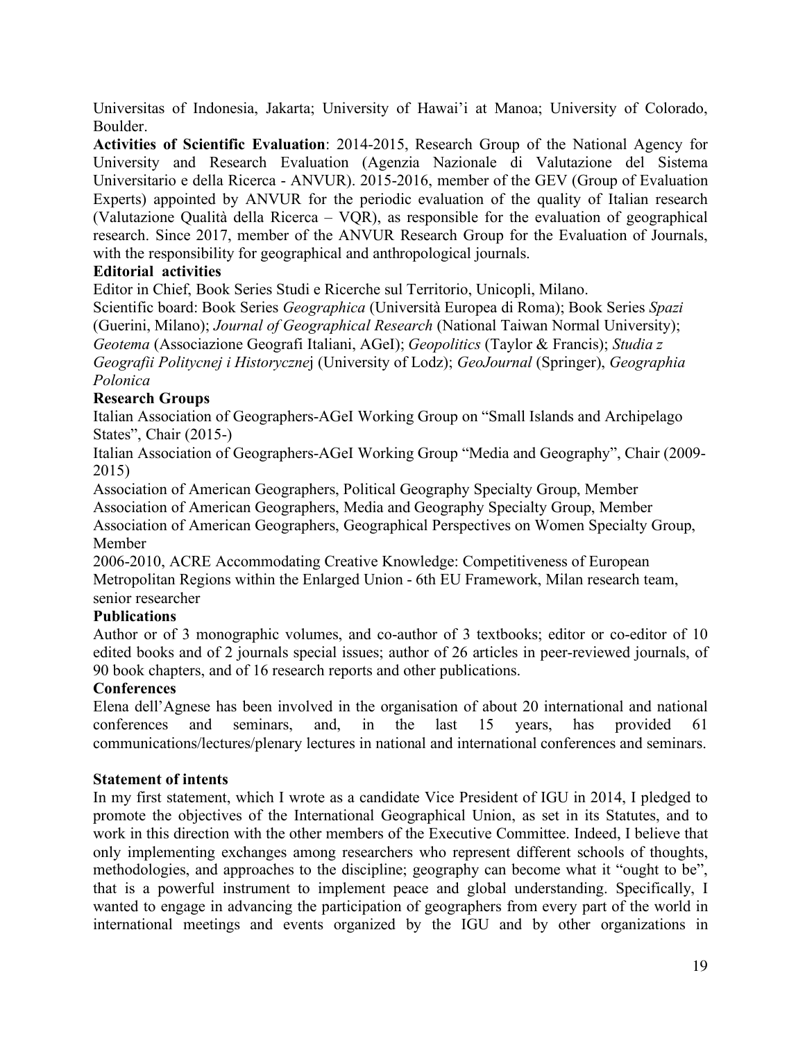Universitas of Indonesia, Jakarta; University of Hawai'i at Manoa; University of Colorado, Boulder.

**Activities of Scientific Evaluation**: 2014-2015, Research Group of the National Agency for University and Research Evaluation (Agenzia Nazionale di Valutazione del Sistema Universitario e della Ricerca - ANVUR). 2015-2016, member of the GEV (Group of Evaluation Experts) appointed by ANVUR for the periodic evaluation of the quality of Italian research (Valutazione Qualità della Ricerca – VQR), as responsible for the evaluation of geographical research. Since 2017, member of the ANVUR Research Group for the Evaluation of Journals, with the responsibility for geographical and anthropological journals.

**Editorial activities**

Editor in Chief, Book Series Studi e Ricerche sul Territorio, Unicopli, Milano.

Scientific board: Book Series *Geographica* (Università Europea di Roma); Book Series *Spazi* (Guerini, Milano); *Journal of Geographical Research* (National Taiwan Normal University); *Geotema* (Associazione Geografi Italiani, AGeI); *Geopolitics* (Taylor & Francis); *Studia z Geografii Politycnej i Historyczne*j (University of Lodz); *GeoJournal* (Springer), *Geographia Polonica*

**Research Groups**

Italian Association of Geographers-AGeI Working Group on "Small Islands and Archipelago States", Chair (2015-)

Italian Association of Geographers-AGeI Working Group "Media and Geography", Chair (2009-2015)

Association of American Geographers, Political Geography Specialty Group, Member

Association of American Geographers, Media and Geography Specialty Group, Member

Association of American Geographers, Geographical Perspectives on Women Specialty Group, Member

2006-2010, ACRE Accommodating Creative Knowledge: Competitiveness of European Metropolitan Regions within the Enlarged Union - 6th EU Framework, Milan research team, senior researcher

**Publications**

Author or of 3 monographic volumes, and co-author of 3 textbooks; editor or co-editor of 10 edited books and of 2 journals special issues; author of 26 articles in peer-reviewed journals, of 90 book chapters, and of 16 research reports and other publications.

**Conferences**

Elena dell'Agnese has been involved in the organisation of about 20 international and national conferences and seminars, and, in the last 15 years, has provided 61 communications/lectures/plenary lectures in national and international conferences and seminars.

**Statement of intents**

In my first statement, which I wrote as a candidate Vice President of IGU in 2014, I pledged to promote the objectives of the International Geographical Union, as set in its Statutes, and to work in this direction with the other members of the Executive Committee. Indeed, I believe that only implementing exchanges among researchers who represent different schools of thoughts, methodologies, and approaches to the discipline; geography can become what it "ought to be", that is a powerful instrument to implement peace and global understanding. Specifically, I wanted to engage in advancing the participation of geographers from every part of the world in international meetings and events organized by the IGU and by other organizations in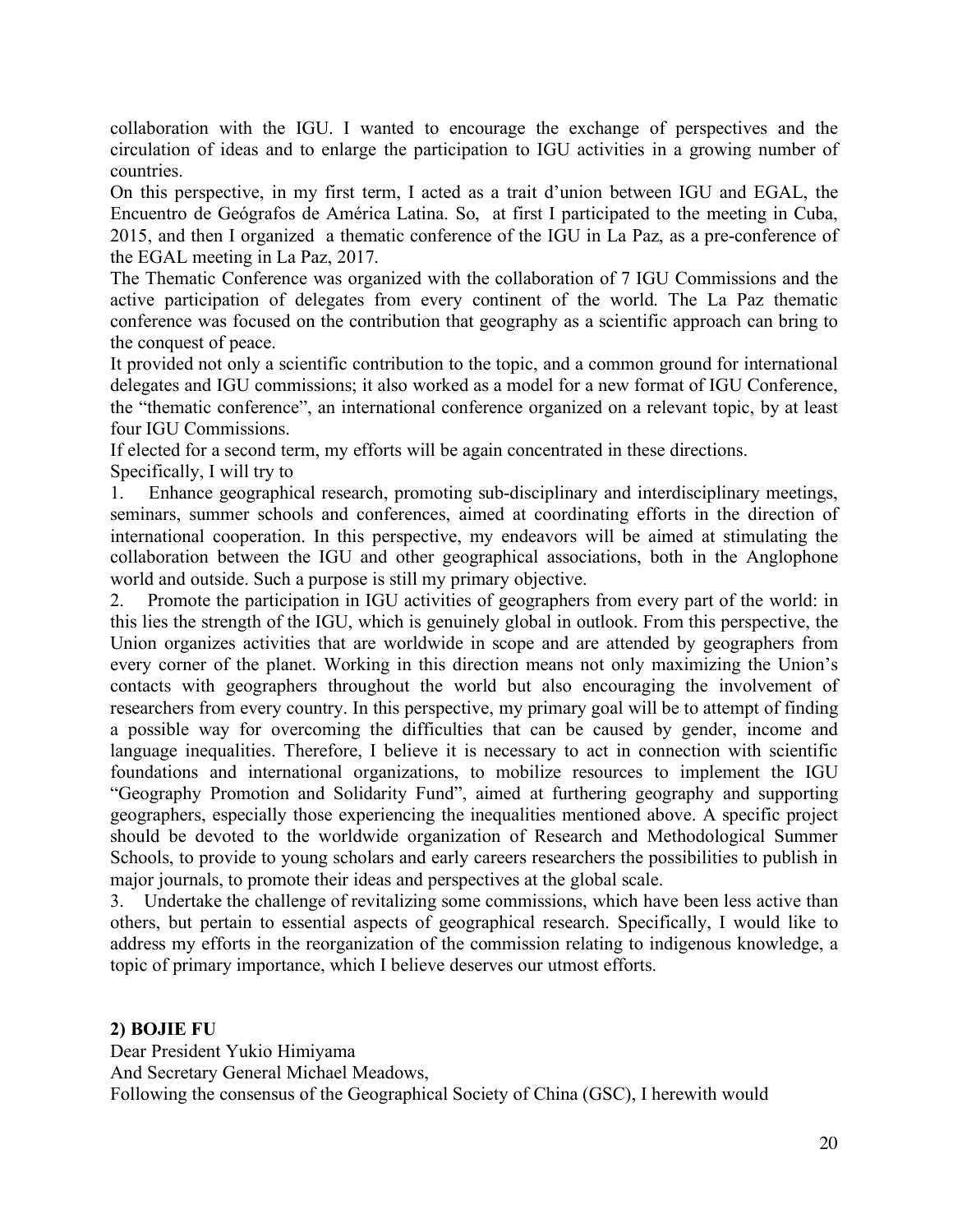collaboration with the IGU. I wanted to encourage the exchange of perspectives and the circulation of ideas and to enlarge the participation to IGU activities in a growing number of countries.

On this perspective, in my first term, I acted as a trait d'union between IGU and EGAL, the Encuentro de Geógrafos de América Latina. So, at first I participated to the meeting in Cuba, 2015, and then I organized a thematic conference of the IGU in La Paz, as a pre-conference of the EGAL meeting in La Paz, 2017.

The Thematic Conference was organized with the collaboration of 7 IGU Commissions and the active participation of delegates from every continent of the world. The La Paz thematic conference was focused on the contribution that geography as a scientific approach can bring to the conquest of peace.

It provided not only a scientific contribution to the topic, and a common ground for international delegates and IGU commissions; it also worked as a model for a new format of IGU Conference, the "thematic conference", an international conference organized on a relevant topic, by at least four IGU Commissions.

If elected for a second term, my efforts will be again concentrated in these directions.

Specifically, I will try to

1. Enhance geographical research, promoting sub-disciplinary and interdisciplinary meetings, seminars, summer schools and conferences, aimed at coordinating efforts in the direction of international cooperation. In this perspective, my endeavors will be aimed at stimulating the collaboration between the IGU and other geographical associations, both in the Anglophone world and outside. Such a purpose is still my primary objective.
2. Promote the participation in IGU activities of geographers from every part of the world: in this lies the strength of the IGU, which is genuinely global in outlook. From this perspective, the Union organizes activities that are worldwide in scope and are attended by geographers from every corner of the planet. Working in this direction means not only maximizing the Union's contacts with geographers throughout the world but also encouraging the involvement of researchers from every country. In this perspective, my primary goal will be to attempt of finding a possible way for overcoming the difficulties that can be caused by gender, income and language inequalities. Therefore, I believe it is necessary to act in connection with scientific foundations and international organizations, to mobilize resources to implement the IGU "Geography Promotion and Solidarity Fund", aimed at furthering geography and supporting geographers, especially those experiencing the inequalities mentioned above. A specific project should be devoted to the worldwide organization of Research and Methodological Summer Schools, to provide to young scholars and early careers researchers the possibilities to publish in major journals, to promote their ideas and perspectives at the global scale.
3. Undertake the challenge of revitalizing some commissions, which have been less active than others, but pertain to essential aspects of geographical research. Specifically, I would like to address my efforts in the reorganization of the commission relating to indigenous knowledge, a topic of primary importance, which I believe deserves our utmost efforts.

**2) BOJIE FU**

Dear President Yukio Himiyama

And Secretary General Michael Meadows,

Following the consensus of the Geographical Society of China (GSC), I herewith would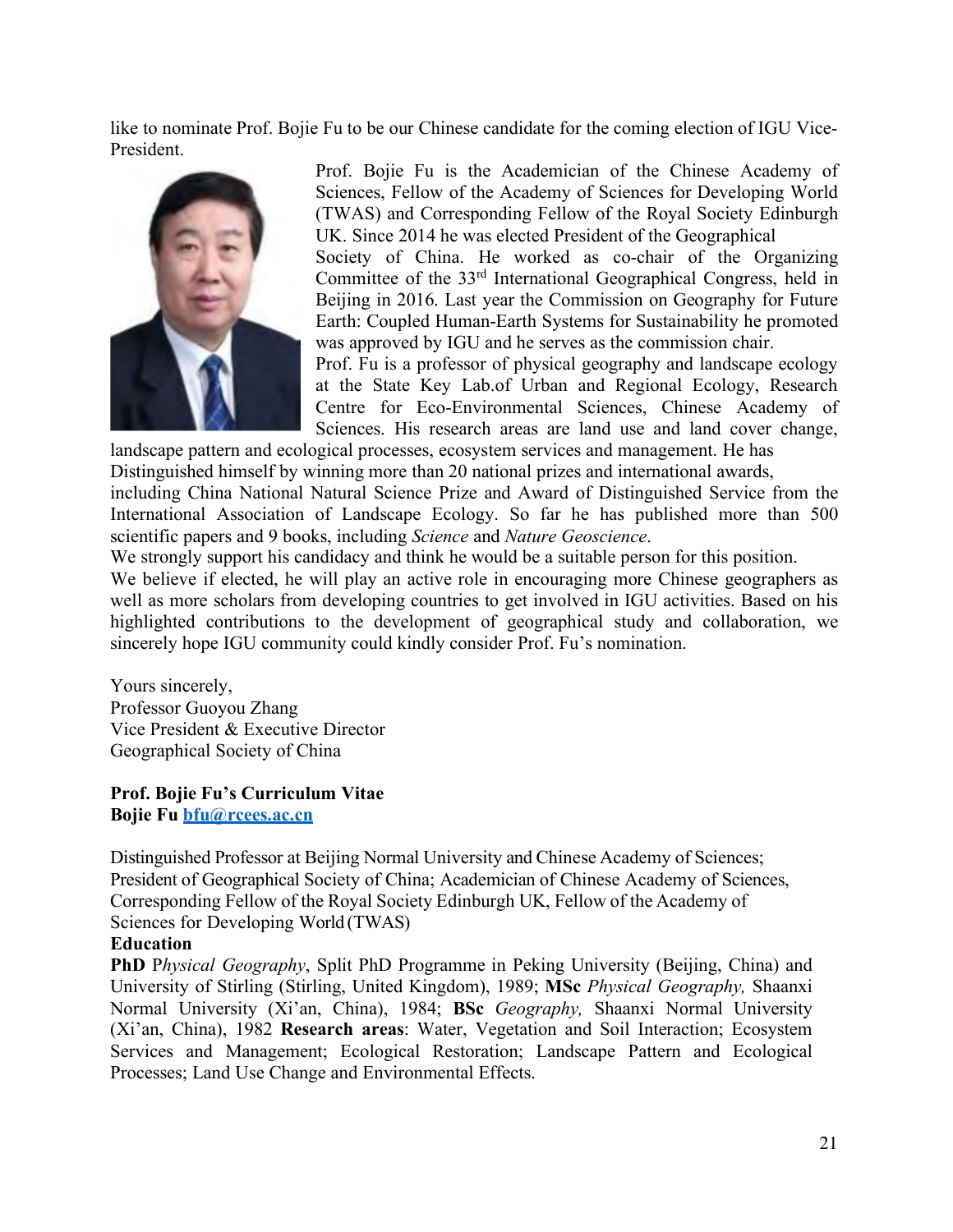like to nominate Prof. Bojie Fu to be our Chinese candidate for the coming election of IGU Vice-President.

Prof. Bojie Fu is the Academician of the Chinese Academy of Sciences, Fellow of the Academy of Sciences for Developing World (TWAS) and Corresponding Fellow of the Royal Society Edinburgh UK. Since 2014 he was elected President of the Geographical Society of China. He worked as co-chair of the Organizing Committee of the 33rd International Geographical Congress, held in Beijing in 2016. Last year the Commission on Geography for Future Earth: Coupled Human-Earth Systems for Sustainability he promoted was approved by IGU and he serves as the commission chair.

Prof. Fu is a professor of physical geography and landscape ecology at the State Key Lab.of Urban and Regional Ecology, Research Centre for Eco-Environmental Sciences, Chinese Academy of Sciences. His research areas are land use and land cover change, landscape pattern and ecological processes, ecosystem services and management. He has Distinguished himself by winning more than 20 national prizes and international awards, including China National Natural Science Prize and Award of Distinguished Service from the International Association of Landscape Ecology. So far he has published more than 500 scientific papers and 9 books, including *Science* and *Nature Geoscience*.

We strongly support his candidacy and think he would be a suitable person for this position.

We believe if elected, he will play an active role in encouraging more Chinese geographers as well as more scholars from developing countries to get involved in IGU activities. Based on his highlighted contributions to the development of geographical study and collaboration, we sincerely hope IGU community could kindly consider Prof. Fu's nomination.

Yours sincerely,
Professor Guoyou Zhang
Vice President & Executive Director
Geographical Society of China

**Prof. Bojie Fu's Curriculum Vitae**
**Bojie Fu bfu@rcees.ac.cn**

Distinguished Professor at Beijing Normal University and Chinese Academy of Sciences; President of Geographical Society of China; Academician of Chinese Academy of Sciences, Corresponding Fellow of the Royal Society Edinburgh UK, Fellow of the Academy of Sciences for Developing World (TWAS)

**Education**

**PhD** P*hysical Geography*, Split PhD Programme in Peking University (Beijing, China) and University of Stirling (Stirling, United Kingdom), 1989; **MSc** *Physical Geography,* Shaanxi Normal University (Xi'an, China), 1984; **BSc** *Geography,* Shaanxi Normal University (Xi'an, China), 1982 **Research areas**: Water, Vegetation and Soil Interaction; Ecosystem Services and Management; Ecological Restoration; Landscape Pattern and Ecological Processes; Land Use Change and Environmental Effects.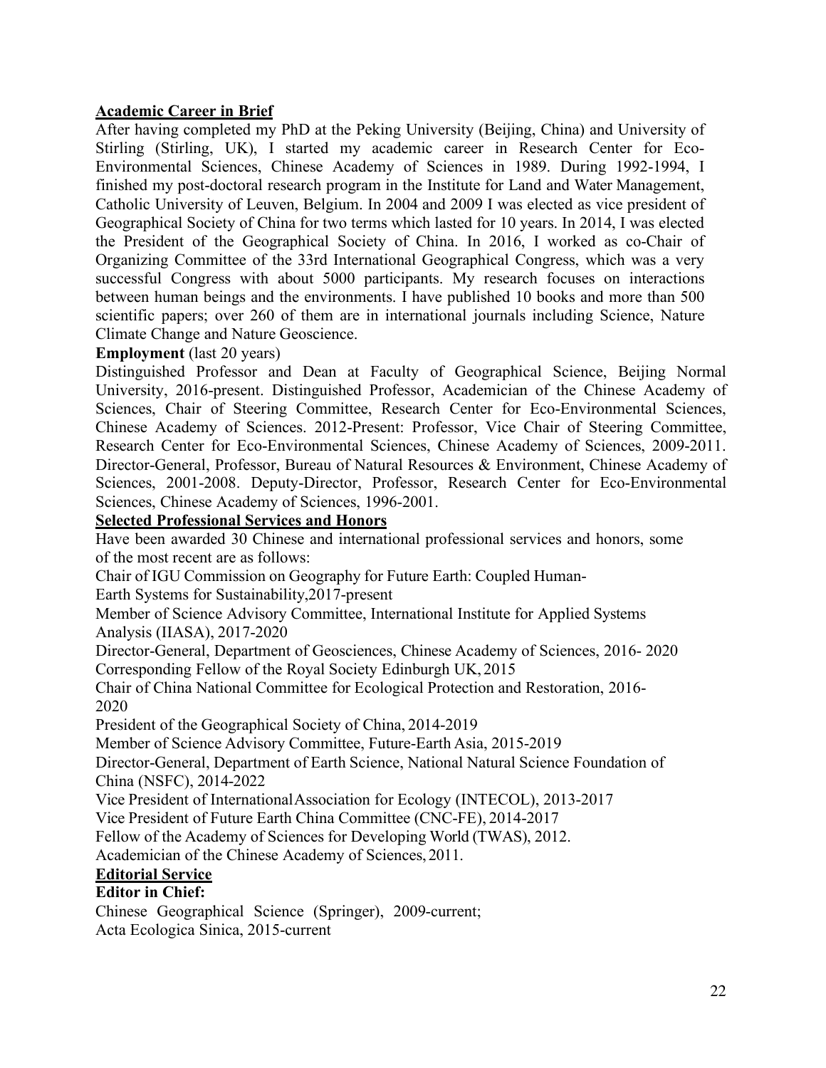## Academic Career in Brief

After having completed my PhD at the Peking University (Beijing, China) and University of Stirling (Stirling, UK), I started my academic career in Research Center for Eco-Environmental Sciences, Chinese Academy of Sciences in 1989. During 1992-1994, I finished my post-doctoral research program in the Institute for Land and Water Management, Catholic University of Leuven, Belgium. In 2004 and 2009 I was elected as vice president of Geographical Society of China for two terms which lasted for 10 years. In 2014, I was elected the President of the Geographical Society of China. In 2016, I worked as co-Chair of Organizing Committee of the 33rd International Geographical Congress, which was a very successful Congress with about 5000 participants. My research focuses on interactions between human beings and the environments. I have published 10 books and more than 500 scientific papers; over 260 of them are in international journals including Science, Nature Climate Change and Nature Geoscience.

**Employment** (last 20 years)

Distinguished Professor and Dean at Faculty of Geographical Science, Beijing Normal University, 2016-present. Distinguished Professor, Academician of the Chinese Academy of Sciences, Chair of Steering Committee, Research Center for Eco-Environmental Sciences, Chinese Academy of Sciences. 2012-Present: Professor, Vice Chair of Steering Committee, Research Center for Eco-Environmental Sciences, Chinese Academy of Sciences, 2009-2011. Director-General, Professor, Bureau of Natural Resources & Environment, Chinese Academy of Sciences, 2001-2008. Deputy-Director, Professor, Research Center for Eco-Environmental Sciences, Chinese Academy of Sciences, 1996-2001.

## Selected Professional Services and Honors

Have been awarded 30 Chinese and international professional services and honors, some of the most recent are as follows:

Chair of IGU Commission on Geography for Future Earth: Coupled Human-Earth Systems for Sustainability,2017-present

Member of Science Advisory Committee, International Institute for Applied Systems Analysis (IIASA), 2017-2020

Director-General, Department of Geosciences, Chinese Academy of Sciences, 2016- 2020

Corresponding Fellow of the Royal Society Edinburgh UK, 2015

Chair of China National Committee for Ecological Protection and Restoration, 2016-2020

President of the Geographical Society of China, 2014-2019

Member of Science Advisory Committee, Future-Earth Asia, 2015-2019

Director-General, Department of Earth Science, National Natural Science Foundation of China (NSFC), 2014-2022

Vice President of International Association for Ecology (INTECOL), 2013-2017

Vice President of Future Earth China Committee (CNC-FE), 2014-2017

Fellow of the Academy of Sciences for Developing World (TWAS), 2012.

Academician of the Chinese Academy of Sciences, 2011.

## Editorial Service

**Editor in Chief:**

Chinese Geographical Science (Springer), 2009-current;

Acta Ecologica Sinica, 2015-current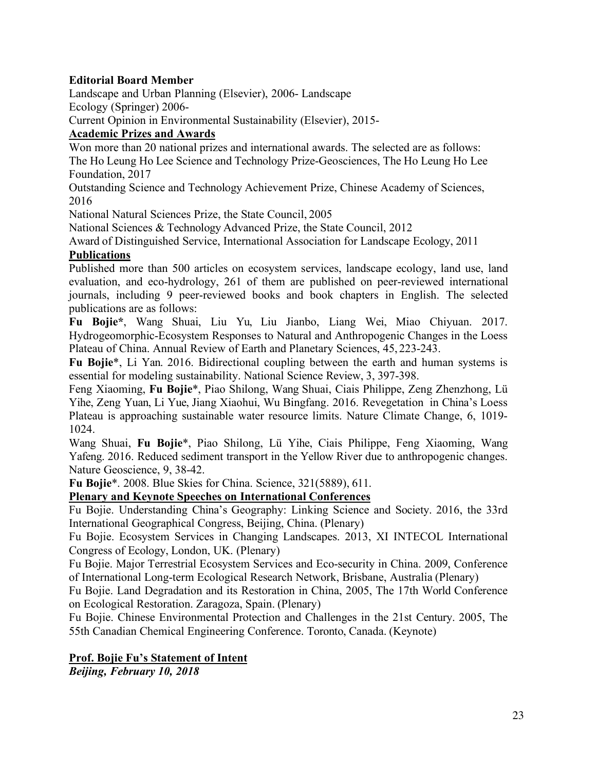**Editorial Board Member**

Landscape and Urban Planning (Elsevier), 2006- Landscape
Ecology (Springer) 2006-
Current Opinion in Environmental Sustainability (Elsevier), 2015-

**Academic Prizes and Awards**

Won more than 20 national prizes and international awards. The selected are as follows:
The Ho Leung Ho Lee Science and Technology Prize-Geosciences, The Ho Leung Ho Lee Foundation, 2017
Outstanding Science and Technology Achievement Prize, Chinese Academy of Sciences, 2016
National Natural Sciences Prize, the State Council, 2005
National Sciences & Technology Advanced Prize, the State Council, 2012
Award of Distinguished Service, International Association for Landscape Ecology, 2011

**Publications**

Published more than 500 articles on ecosystem services, landscape ecology, land use, land evaluation, and eco-hydrology, 261 of them are published on peer-reviewed international journals, including 9 peer-reviewed books and book chapters in English. The selected publications are as follows:

**Fu Bojie***, Wang Shuai, Liu Yu, Liu Jianbo, Liang Wei, Miao Chiyuan. 2017. Hydrogeomorphic-Ecosystem Responses to Natural and Anthropogenic Changes in the Loess Plateau of China. Annual Review of Earth and Planetary Sciences, 45, 223-243.

**Fu Bojie***, Li Yan. 2016. Bidirectional coupling between the earth and human systems is essential for modeling sustainability. National Science Review, 3, 397-398.

Feng Xiaoming, **Fu Bojie***, Piao Shilong, Wang Shuai, Ciais Philippe, Zeng Zhenzhong, Lü Yihe, Zeng Yuan, Li Yue, Jiang Xiaohui, Wu Bingfang. 2016. Revegetation in China's Loess Plateau is approaching sustainable water resource limits. Nature Climate Change, 6, 1019-1024.

Wang Shuai, **Fu Bojie***, Piao Shilong, Lü Yihe, Ciais Philippe, Feng Xiaoming, Wang Yafeng. 2016. Reduced sediment transport in the Yellow River due to anthropogenic changes. Nature Geoscience, 9, 38-42.

**Fu Bojie***. 2008. Blue Skies for China. Science, 321(5889), 611.

**Plenary and Keynote Speeches on International Conferences**

Fu Bojie. Understanding China's Geography: Linking Science and Society. 2016, the 33rd International Geographical Congress, Beijing, China. (Plenary)

Fu Bojie. Ecosystem Services in Changing Landscapes. 2013, XI INTECOL International Congress of Ecology, London, UK. (Plenary)

Fu Bojie. Major Terrestrial Ecosystem Services and Eco-security in China. 2009, Conference of International Long-term Ecological Research Network, Brisbane, Australia (Plenary)

Fu Bojie. Land Degradation and its Restoration in China, 2005, The 17th World Conference on Ecological Restoration. Zaragoza, Spain. (Plenary)

Fu Bojie. Chinese Environmental Protection and Challenges in the 21st Century. 2005, The 55th Canadian Chemical Engineering Conference. Toronto, Canada. (Keynote)

**Prof. Bojie Fu's Statement of Intent**

***Beijing, February 10, 2018***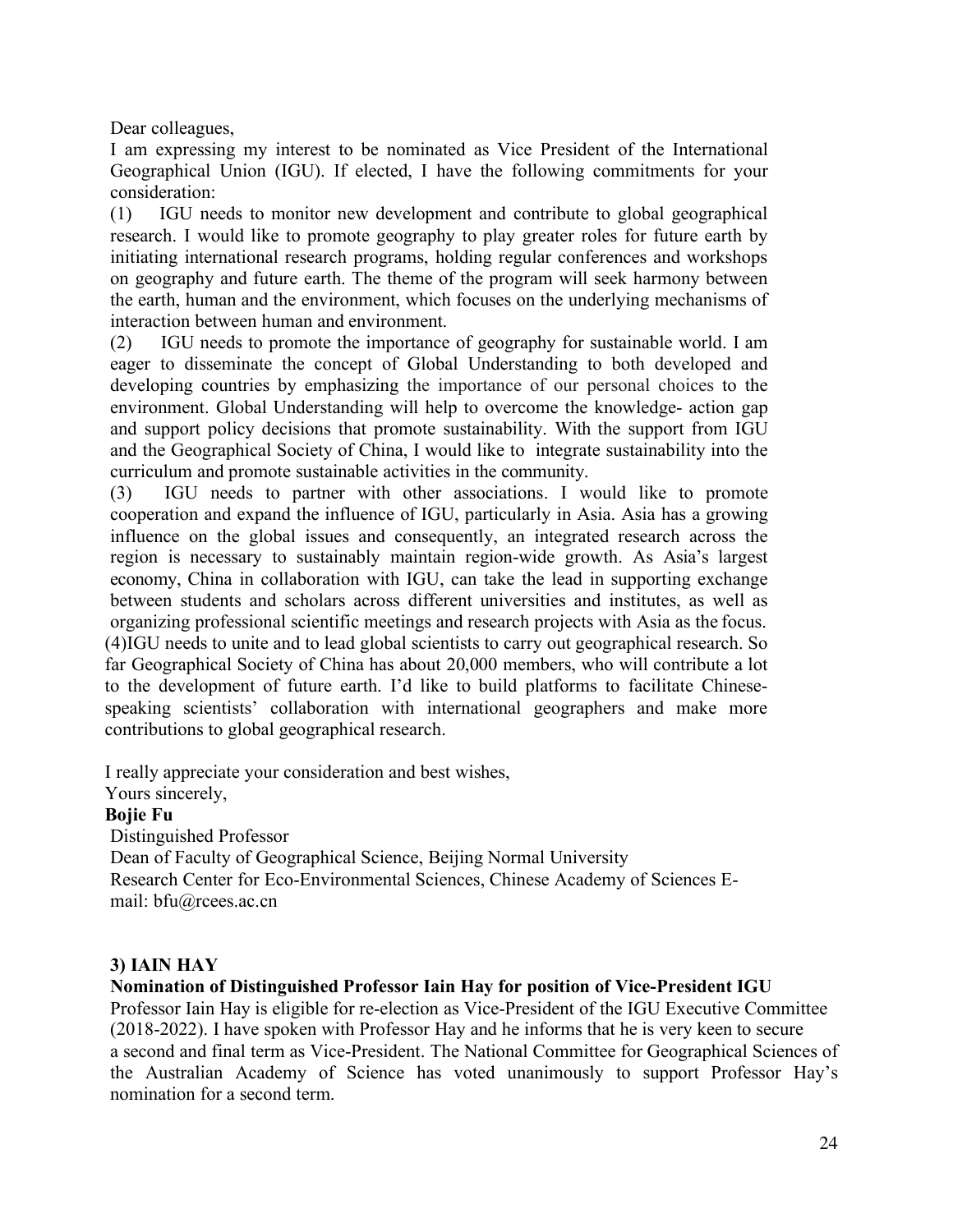Dear colleagues,

I am expressing my interest to be nominated as Vice President of the International Geographical Union (IGU). If elected, I have the following commitments for your consideration:

(1) IGU needs to monitor new development and contribute to global geographical research. I would like to promote geography to play greater roles for future earth by initiating international research programs, holding regular conferences and workshops on geography and future earth. The theme of the program will seek harmony between the earth, human and the environment, which focuses on the underlying mechanisms of interaction between human and environment.

(2) IGU needs to promote the importance of geography for sustainable world. I am eager to disseminate the concept of Global Understanding to both developed and developing countries by emphasizing the importance of our personal choices to the environment. Global Understanding will help to overcome the knowledge- action gap and support policy decisions that promote sustainability. With the support from IGU and the Geographical Society of China, I would like to integrate sustainability into the curriculum and promote sustainable activities in the community.

(3) IGU needs to partner with other associations. I would like to promote cooperation and expand the influence of IGU, particularly in Asia. Asia has a growing influence on the global issues and consequently, an integrated research across the region is necessary to sustainably maintain region-wide growth. As Asia's largest economy, China in collaboration with IGU, can take the lead in supporting exchange between students and scholars across different universities and institutes, as well as organizing professional scientific meetings and research projects with Asia as the focus.

(4)IGU needs to unite and to lead global scientists to carry out geographical research. So far Geographical Society of China has about 20,000 members, who will contribute a lot to the development of future earth. I'd like to build platforms to facilitate Chinese-speaking scientists' collaboration with international geographers and make more contributions to global geographical research.

I really appreciate your consideration and best wishes,

Yours sincerely,

**Bojie Fu**

Distinguished Professor

Dean of Faculty of Geographical Science, Beijing Normal University

Research Center for Eco-Environmental Sciences, Chinese Academy of Sciences E-mail: bfu@rcees.ac.cn

### 3) IAIN HAY

**Nomination of Distinguished Professor Iain Hay for position of Vice-President IGU**

Professor Iain Hay is eligible for re-election as Vice-President of the IGU Executive Committee (2018-2022). I have spoken with Professor Hay and he informs that he is very keen to secure a second and final term as Vice-President. The National Committee for Geographical Sciences of the Australian Academy of Science has voted unanimously to support Professor Hay's nomination for a second term.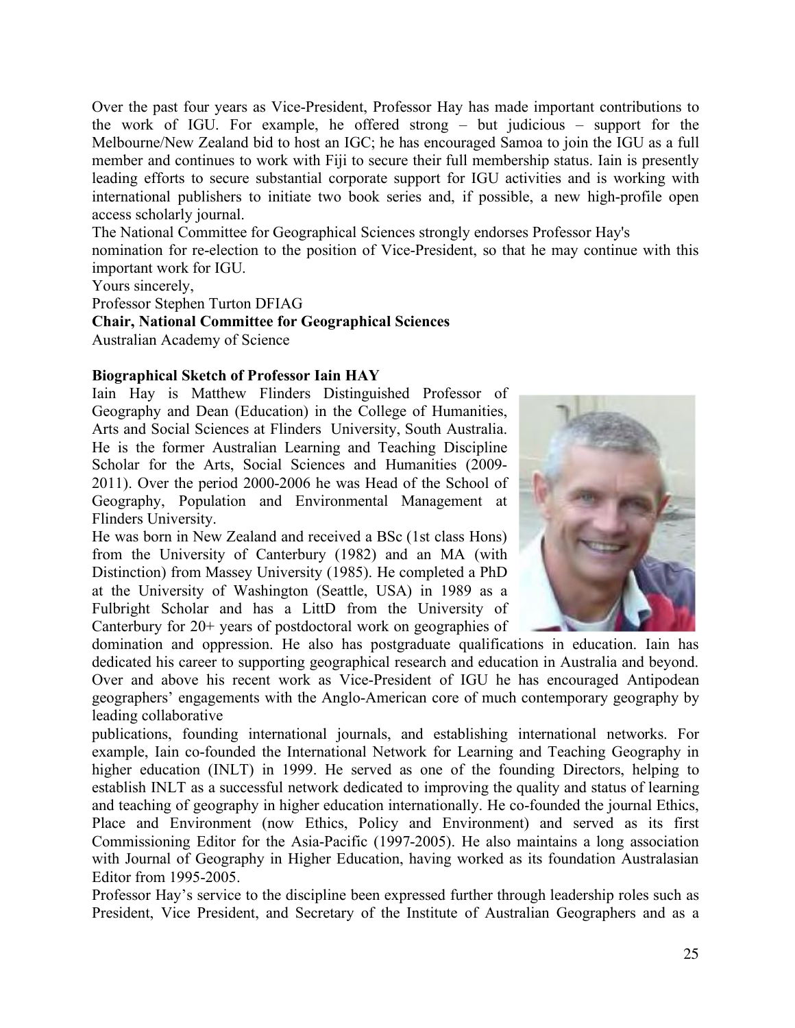Over the past four years as Vice-President, Professor Hay has made important contributions to the work of IGU. For example, he offered strong – but judicious – support for the Melbourne/New Zealand bid to host an IGC; he has encouraged Samoa to join the IGU as a full member and continues to work with Fiji to secure their full membership status. Iain is presently leading efforts to secure substantial corporate support for IGU activities and is working with international publishers to initiate two book series and, if possible, a new high-profile open access scholarly journal.

The National Committee for Geographical Sciences strongly endorses Professor Hay's nomination for re-election to the position of Vice-President, so that he may continue with this important work for IGU.

Yours sincerely,

Professor Stephen Turton DFIAG

**Chair, National Committee for Geographical Sciences**

Australian Academy of Science

**Biographical Sketch of Professor Iain HAY**

Iain Hay is Matthew Flinders Distinguished Professor of Geography and Dean (Education) in the College of Humanities, Arts and Social Sciences at Flinders University, South Australia. He is the former Australian Learning and Teaching Discipline Scholar for the Arts, Social Sciences and Humanities (2009-2011). Over the period 2000-2006 he was Head of the School of Geography, Population and Environmental Management at Flinders University.

He was born in New Zealand and received a BSc (1st class Hons) from the University of Canterbury (1982) and an MA (with Distinction) from Massey University (1985). He completed a PhD at the University of Washington (Seattle, USA) in 1989 as a Fulbright Scholar and has a LittD from the University of Canterbury for 20+ years of postdoctoral work on geographies of domination and oppression. He also has postgraduate qualifications in education. Iain has dedicated his career to supporting geographical research and education in Australia and beyond. Over and above his recent work as Vice-President of IGU he has encouraged Antipodean geographers' engagements with the Anglo-American core of much contemporary geography by leading collaborative publications, founding international journals, and establishing international networks. For example, Iain co-founded the International Network for Learning and Teaching Geography in higher education (INLT) in 1999. He served as one of the founding Directors, helping to establish INLT as a successful network dedicated to improving the quality and status of learning and teaching of geography in higher education internationally. He co-founded the journal Ethics, Place and Environment (now Ethics, Policy and Environment) and served as its first Commissioning Editor for the Asia-Pacific (1997-2005). He also maintains a long association with Journal of Geography in Higher Education, having worked as its foundation Australasian Editor from 1995-2005.

Professor Hay's service to the discipline been expressed further through leadership roles such as President, Vice President, and Secretary of the Institute of Australian Geographers and as a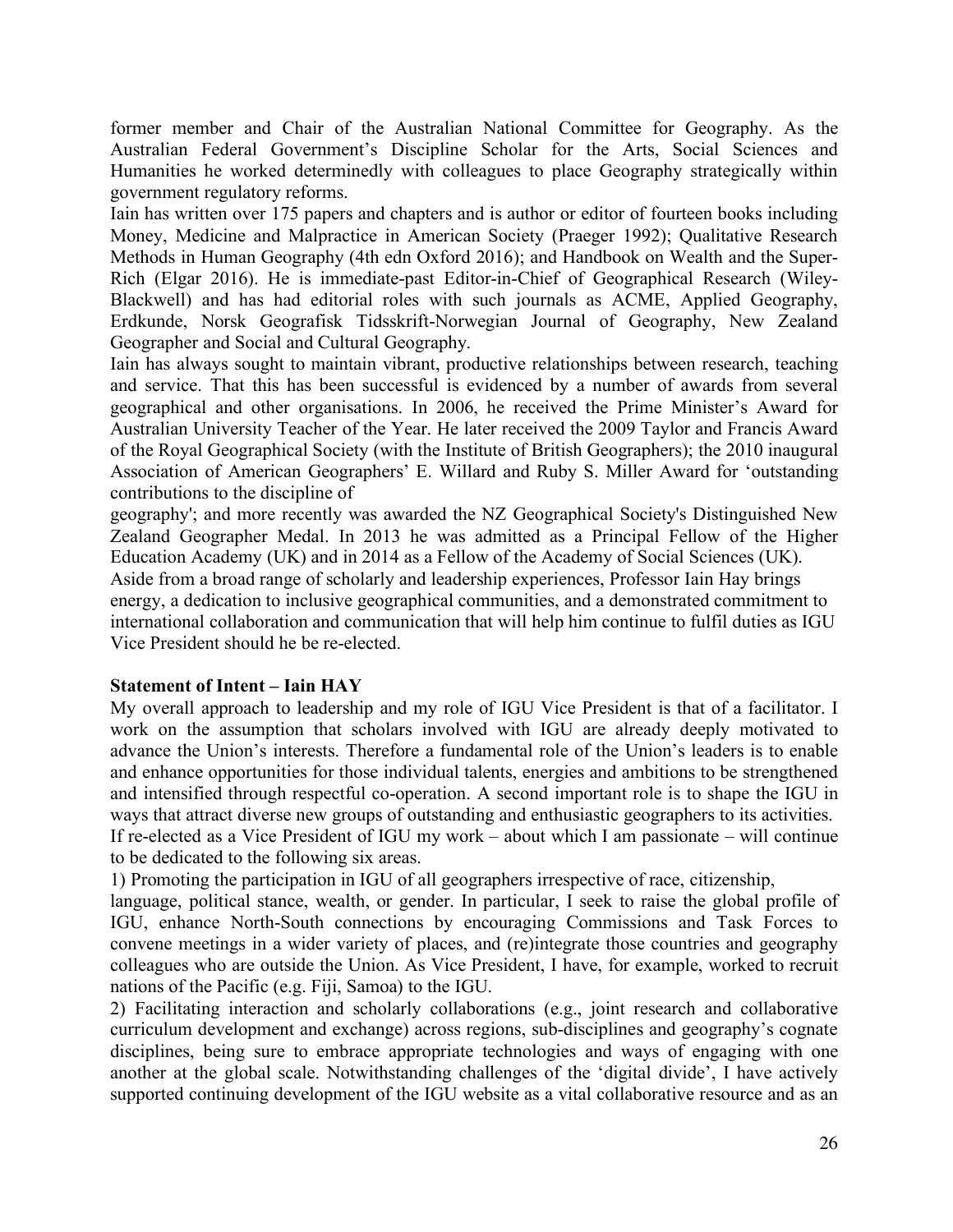former member and Chair of the Australian National Committee for Geography. As the Australian Federal Government's Discipline Scholar for the Arts, Social Sciences and Humanities he worked determinedly with colleagues to place Geography strategically within government regulatory reforms.

Iain has written over 175 papers and chapters and is author or editor of fourteen books including Money, Medicine and Malpractice in American Society (Praeger 1992); Qualitative Research Methods in Human Geography (4th edn Oxford 2016); and Handbook on Wealth and the Super-Rich (Elgar 2016). He is immediate-past Editor-in-Chief of Geographical Research (Wiley-Blackwell) and has had editorial roles with such journals as ACME, Applied Geography, Erdkunde, Norsk Geografisk Tidsskrift-Norwegian Journal of Geography, New Zealand Geographer and Social and Cultural Geography.

Iain has always sought to maintain vibrant, productive relationships between research, teaching and service. That this has been successful is evidenced by a number of awards from several geographical and other organisations. In 2006, he received the Prime Minister's Award for Australian University Teacher of the Year. He later received the 2009 Taylor and Francis Award of the Royal Geographical Society (with the Institute of British Geographers); the 2010 inaugural Association of American Geographers' E. Willard and Ruby S. Miller Award for 'outstanding contributions to the discipline of geography'; and more recently was awarded the NZ Geographical Society's Distinguished New Zealand Geographer Medal. In 2013 he was admitted as a Principal Fellow of the Higher Education Academy (UK) and in 2014 as a Fellow of the Academy of Social Sciences (UK).

Aside from a broad range of scholarly and leadership experiences, Professor Iain Hay brings energy, a dedication to inclusive geographical communities, and a demonstrated commitment to international collaboration and communication that will help him continue to fulfil duties as IGU Vice President should he be re-elected.

**Statement of Intent – Iain HAY**

My overall approach to leadership and my role of IGU Vice President is that of a facilitator. I work on the assumption that scholars involved with IGU are already deeply motivated to advance the Union's interests. Therefore a fundamental role of the Union's leaders is to enable and enhance opportunities for those individual talents, energies and ambitions to be strengthened and intensified through respectful co-operation. A second important role is to shape the IGU in ways that attract diverse new groups of outstanding and enthusiastic geographers to its activities.

If re-elected as a Vice President of IGU my work – about which I am passionate – will continue to be dedicated to the following six areas.

1) Promoting the participation in IGU of all geographers irrespective of race, citizenship, language, political stance, wealth, or gender. In particular, I seek to raise the global profile of IGU, enhance North-South connections by encouraging Commissions and Task Forces to convene meetings in a wider variety of places, and (re)integrate those countries and geography colleagues who are outside the Union. As Vice President, I have, for example, worked to recruit nations of the Pacific (e.g. Fiji, Samoa) to the IGU.

2) Facilitating interaction and scholarly collaborations (e.g., joint research and collaborative curriculum development and exchange) across regions, sub-disciplines and geography's cognate disciplines, being sure to embrace appropriate technologies and ways of engaging with one another at the global scale. Notwithstanding challenges of the 'digital divide', I have actively supported continuing development of the IGU website as a vital collaborative resource and as an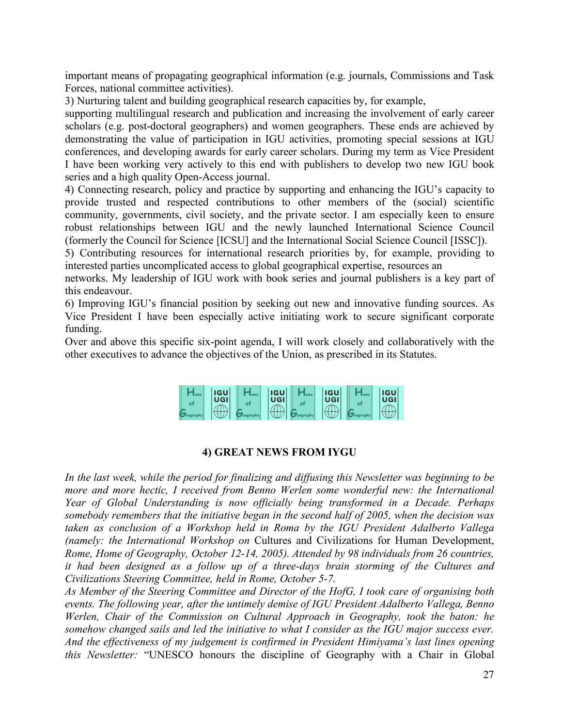important means of propagating geographical information (e.g. journals, Commissions and Task Forces, national committee activities).

3) Nurturing talent and building geographical research capacities by, for example, supporting multilingual research and publication and increasing the involvement of early career scholars (e.g. post-doctoral geographers) and women geographers. These ends are achieved by demonstrating the value of participation in IGU activities, promoting special sessions at IGU conferences, and developing awards for early career scholars. During my term as Vice President I have been working very actively to this end with publishers to develop two new IGU book series and a high quality Open-Access journal.

4) Connecting research, policy and practice by supporting and enhancing the IGU's capacity to provide trusted and respected contributions to other members of the (social) scientific community, governments, civil society, and the private sector. I am especially keen to ensure robust relationships between IGU and the newly launched International Science Council (formerly the Council for Science [ICSU] and the International Social Science Council [ISSC]).

5) Contributing resources for international research priorities by, for example, providing to interested parties uncomplicated access to global geographical expertise, resources an networks. My leadership of IGU work with book series and journal publishers is a key part of this endeavour.

6) Improving IGU's financial position by seeking out new and innovative funding sources. As Vice President I have been especially active initiating work to secure significant corporate funding.

Over and above this specific six-point agenda, I will work closely and collaboratively with the other executives to advance the objectives of the Union, as prescribed in its Statutes.

## 4) GREAT NEWS FROM IYGU

*In the last week, while the period for finalizing and diffusing this Newsletter was beginning to be more and more hectic, I received from Benno Werlen some wonderful new: the International Year of Global Understanding is now officially being transformed in a Decade. Perhaps somebody remembers that the initiative began in the second half of 2005, when the decision was taken as conclusion of a Workshop held in Roma by the IGU President Adalberto Vallega (namely: the International Workshop on* Cultures and Civilizations for Human Development, *Rome, Home of Geography, October 12-14, 2005). Attended by 98 individuals from 26 countries, it had been designed as a follow up of a three-days brain storming of the Cultures and Civilizations Steering Committee, held in Rome, October 5-7.*

*As Member of the Steering Committee and Director of the HofG, I took care of organising both events. The following year, after the untimely demise of IGU President Adalberto Vallega, Benno Werlen, Chair of the Commission on Cultural Approach in Geography, took the baton: he somehow changed sails and led the initiative to what I consider as the IGU major success ever. And the effectiveness of my judgement is confirmed in President Himiyama's last lines opening this Newsletter:* "UNESCO honours the discipline of Geography with a Chair in Global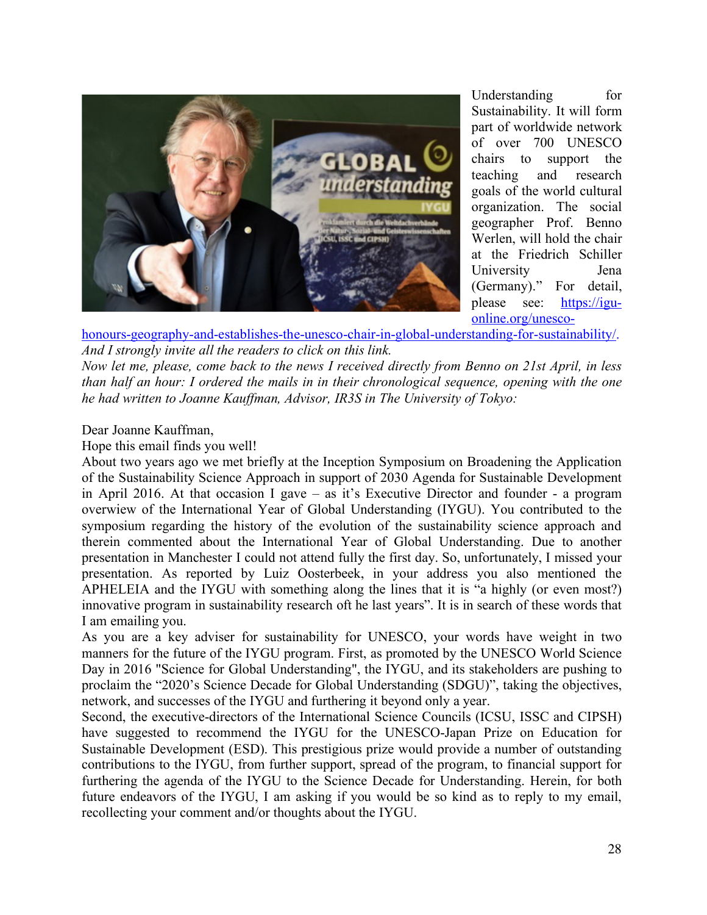Understanding for Sustainability. It will form part of worldwide network of over 700 UNESCO chairs to support the teaching and research goals of the world cultural organization. The social geographer Prof. Benno Werlen, will hold the chair at the Friedrich Schiller University Jena (Germany)." For detail, please see: [https://igu-online.org/unesco-honours-geography-and-establishes-the-unesco-chair-in-global-understanding-for-sustainability/](https://igu-online.org/unesco-honours-geography-and-establishes-the-unesco-chair-in-global-understanding-for-sustainability/). *And I strongly invite all the readers to click on this link.*

*Now let me, please, come back to the news I received directly from Benno on 21st April, in less than half an hour: I ordered the mails in in their chronological sequence, opening with the one he had written to Joanne Kauffman, Advisor, IR3S in The University of Tokyo:*

Dear Joanne Kauffman,

Hope this email finds you well!

About two years ago we met briefly at the Inception Symposium on Broadening the Application of the Sustainability Science Approach in support of 2030 Agenda for Sustainable Development in April 2016. At that occasion I gave – as it's Executive Director and founder - a program overview of the International Year of Global Understanding (IYGU). You contributed to the symposium regarding the history of the evolution of the sustainability science approach and therein commented about the International Year of Global Understanding. Due to another presentation in Manchester I could not attend fully the first day. So, unfortunately, I missed your presentation. As reported by Luiz Oosterbeek, in your address you also mentioned the APHELEIA and the IYGU with something along the lines that it is "a highly (or even most?) innovative program in sustainability research oft he last years". It is in search of these words that I am emailing you.

As you are a key adviser for sustainability for UNESCO, your words have weight in two manners for the future of the IYGU program. First, as promoted by the UNESCO World Science Day in 2016 "Science for Global Understanding", the IYGU, and its stakeholders are pushing to proclaim the "2020's Science Decade for Global Understanding (SDGU)", taking the objectives, network, and successes of the IYGU and furthering it beyond only a year.

Second, the executive-directors of the International Science Councils (ICSU, ISSC and CIPSH) have suggested to recommend the IYGU for the UNESCO-Japan Prize on Education for Sustainable Development (ESD). This prestigious prize would provide a number of outstanding contributions to the IYGU, from further support, spread of the program, to financial support for furthering the agenda of the IYGU to the Science Decade for Understanding. Herein, for both future endeavors of the IYGU, I am asking if you would be so kind as to reply to my email, recollecting your comment and/or thoughts about the IYGU.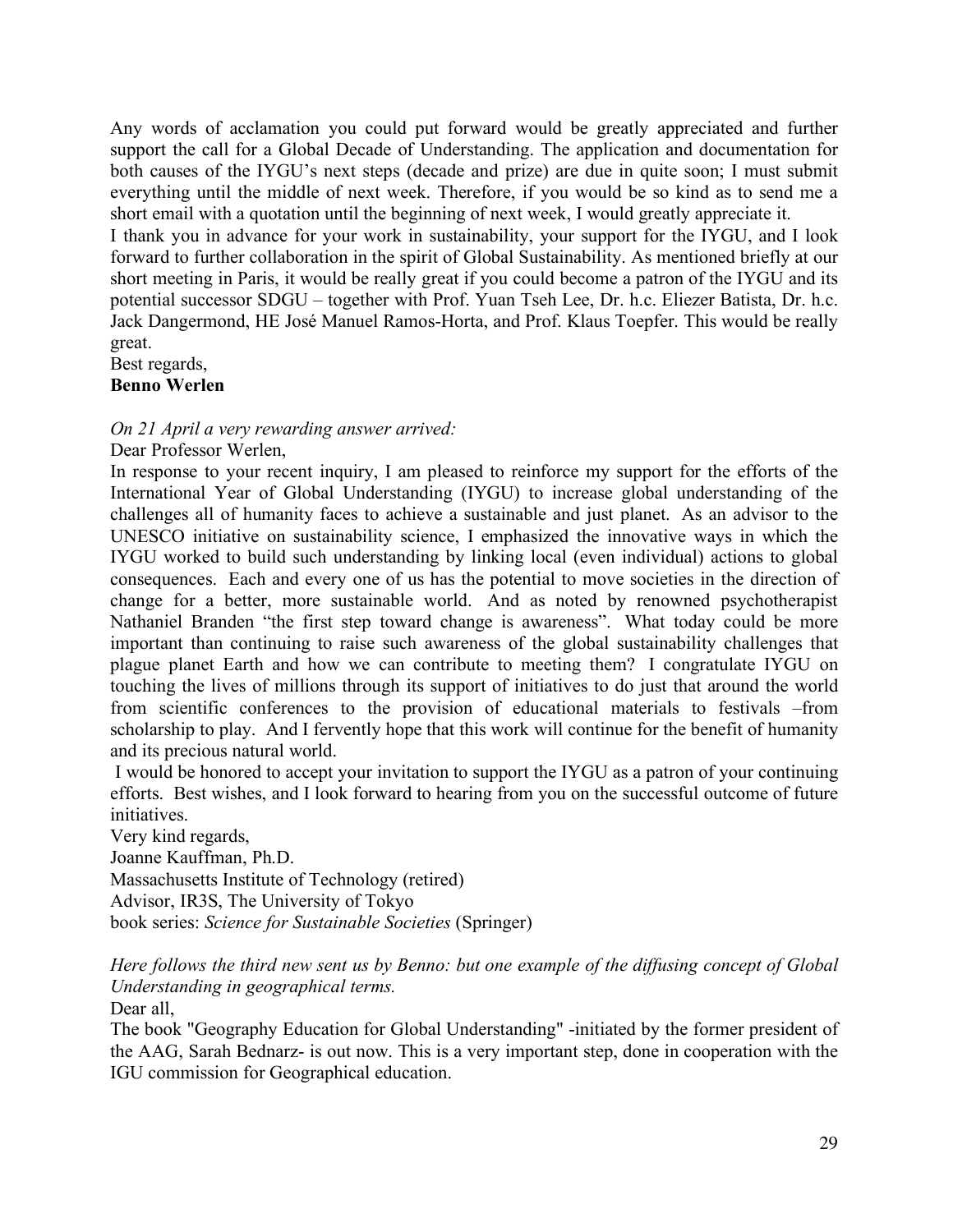Any words of acclamation you could put forward would be greatly appreciated and further support the call for a Global Decade of Understanding. The application and documentation for both causes of the IYGU's next steps (decade and prize) are due in quite soon; I must submit everything until the middle of next week. Therefore, if you would be so kind as to send me a short email with a quotation until the beginning of next week, I would greatly appreciate it.

I thank you in advance for your work in sustainability, your support for the IYGU, and I look forward to further collaboration in the spirit of Global Sustainability. As mentioned briefly at our short meeting in Paris, it would be really great if you could become a patron of the IYGU and its potential successor SDGU – together with Prof. Yuan Tseh Lee, Dr. h.c. Eliezer Batista, Dr. h.c. Jack Dangermond, HE José Manuel Ramos-Horta, and Prof. Klaus Toepfer. This would be really great.

Best regards,

**Benno Werlen**

*On 21 April a very rewarding answer arrived:*

Dear Professor Werlen,

In response to your recent inquiry, I am pleased to reinforce my support for the efforts of the International Year of Global Understanding (IYGU) to increase global understanding of the challenges all of humanity faces to achieve a sustainable and just planet. As an advisor to the UNESCO initiative on sustainability science, I emphasized the innovative ways in which the IYGU worked to build such understanding by linking local (even individual) actions to global consequences. Each and every one of us has the potential to move societies in the direction of change for a better, more sustainable world. And as noted by renowned psychotherapist Nathaniel Branden "the first step toward change is awareness". What today could be more important than continuing to raise such awareness of the global sustainability challenges that plague planet Earth and how we can contribute to meeting them? I congratulate IYGU on touching the lives of millions through its support of initiatives to do just that around the world from scientific conferences to the provision of educational materials to festivals –from scholarship to play. And I fervently hope that this work will continue for the benefit of humanity and its precious natural world.

I would be honored to accept your invitation to support the IYGU as a patron of your continuing efforts. Best wishes, and I look forward to hearing from you on the successful outcome of future initiatives.

Very kind regards,

Joanne Kauffman, Ph.D.

Massachusetts Institute of Technology (retired)

Advisor, IR3S, The University of Tokyo

book series: *Science for Sustainable Societies* (Springer)

*Here follows the third new sent us by Benno: but one example of the diffusing concept of Global Understanding in geographical terms.*

Dear all,

The book "Geography Education for Global Understanding" -initiated by the former president of the AAG, Sarah Bednarz- is out now. This is a very important step, done in cooperation with the IGU commission for Geographical education.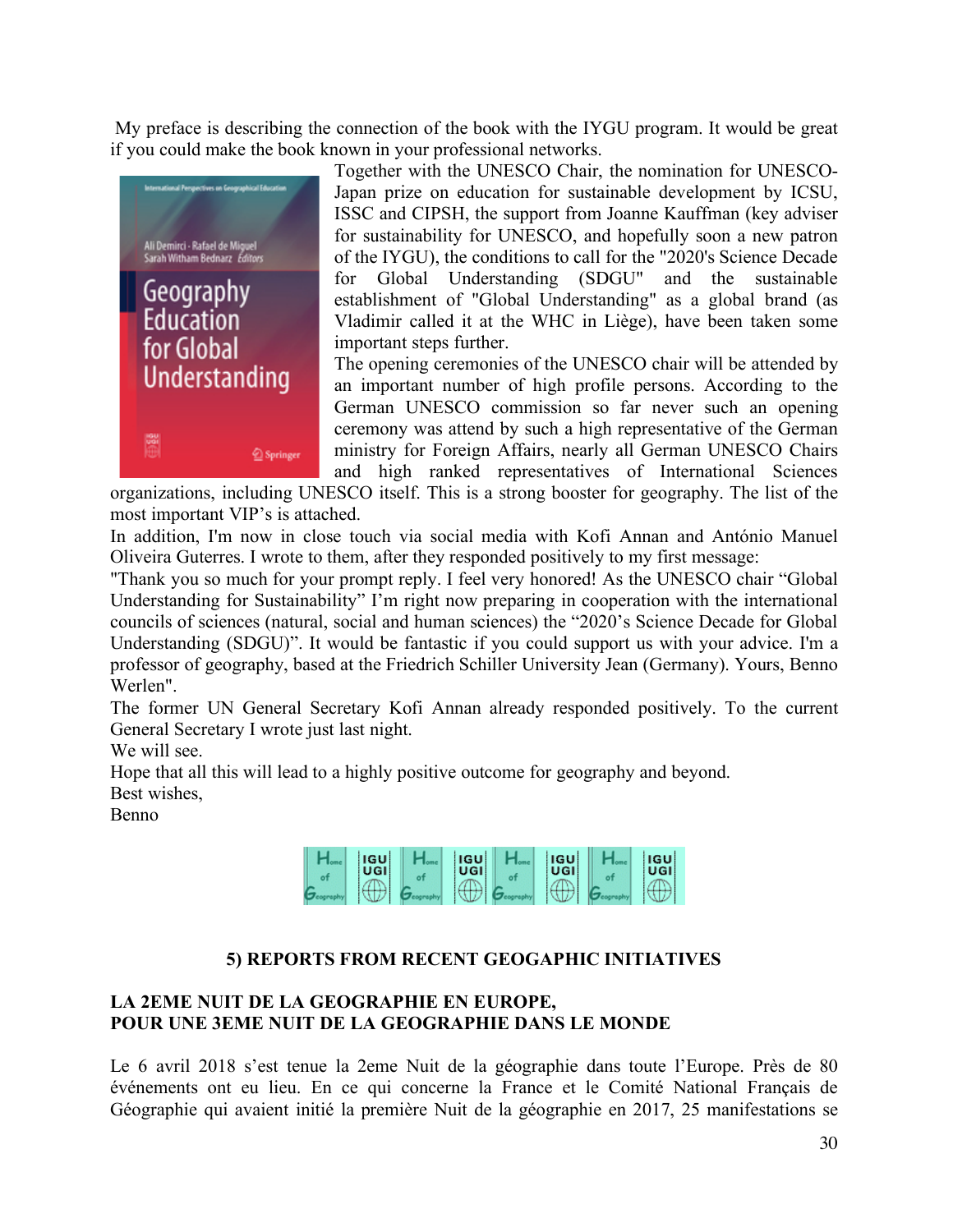My preface is describing the connection of the book with the IYGU program. It would be great if you could make the book known in your professional networks.

Together with the UNESCO Chair, the nomination for UNESCO-Japan prize on education for sustainable development by ICSU, ISSC and CIPSH, the support from Joanne Kauffman (key adviser for sustainability for UNESCO, and hopefully soon a new patron of the IYGU), the conditions to call for the "2020's Science Decade for Global Understanding (SDGU" and the sustainable establishment of "Global Understanding" as a global brand (as Vladimir called it at the WHC in Liège), have been taken some important steps further.

The opening ceremonies of the UNESCO chair will be attended by an important number of high profile persons. According to the German UNESCO commission so far never such an opening ceremony was attend by such a high representative of the German ministry for Foreign Affairs, nearly all German UNESCO Chairs and high ranked representatives of International Sciences organizations, including UNESCO itself. This is a strong booster for geography. The list of the most important VIP's is attached.

In addition, I'm now in close touch via social media with Kofi Annan and António Manuel Oliveira Guterres. I wrote to them, after they responded positively to my first message:

"Thank you so much for your prompt reply. I feel very honored! As the UNESCO chair "Global Understanding for Sustainability" I'm right now preparing in cooperation with the international councils of sciences (natural, social and human sciences) the "2020's Science Decade for Global Understanding (SDGU)". It would be fantastic if you could support us with your advice. I'm a professor of geography, based at the Friedrich Schiller University Jean (Germany). Yours, Benno Werlen".

The former UN General Secretary Kofi Annan already responded positively. To the current General Secretary I wrote just last night.

We will see.

Hope that all this will lead to a highly positive outcome for geography and beyond.

Best wishes,

Benno

## 5) REPORTS FROM RECENT GEOGAPHIC INITIATIVES

### LA 2EME NUIT DE LA GEOGRAPHIE EN EUROPE, POUR UNE 3EME NUIT DE LA GEOGRAPHIE DANS LE MONDE

Le 6 avril 2018 s'est tenue la 2eme Nuit de la géographie dans toute l'Europe. Près de 80 événements ont eu lieu. En ce qui concerne la France et le Comité National Français de Géographie qui avaient initié la première Nuit de la géographie en 2017, 25 manifestations se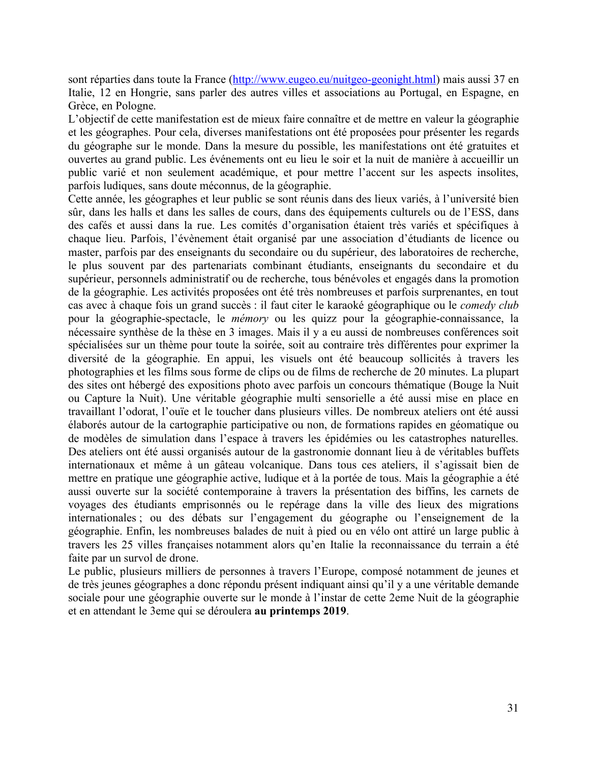sont réparties dans toute la France (http://www.eugeo.eu/nuitgeo-geonight.html) mais aussi 37 en Italie, 12 en Hongrie, sans parler des autres villes et associations au Portugal, en Espagne, en Grèce, en Pologne.

L'objectif de cette manifestation est de mieux faire connaître et de mettre en valeur la géographie et les géographes. Pour cela, diverses manifestations ont été proposées pour présenter les regards du géographe sur le monde. Dans la mesure du possible, les manifestations ont été gratuites et ouvertes au grand public. Les événements ont eu lieu le soir et la nuit de manière à accueillir un public varié et non seulement académique, et pour mettre l'accent sur les aspects insolites, parfois ludiques, sans doute méconnus, de la géographie.

Cette année, les géographes et leur public se sont réunis dans des lieux variés, à l'université bien sûr, dans les halls et dans les salles de cours, dans des équipements culturels ou de l'ESS, dans des cafés et aussi dans la rue. Les comités d'organisation étaient très variés et spécifiques à chaque lieu. Parfois, l'évènement était organisé par une association d'étudiants de licence ou master, parfois par des enseignants du secondaire ou du supérieur, des laboratoires de recherche, le plus souvent par des partenariats combinant étudiants, enseignants du secondaire et du supérieur, personnels administratif ou de recherche, tous bénévoles et engagés dans la promotion de la géographie. Les activités proposées ont été très nombreuses et parfois surprenantes, en tout cas avec à chaque fois un grand succès : il faut citer le karaoké géographique ou le *comedy club* pour la géographie-spectacle, le *mémory* ou les quizz pour la géographie-connaissance, la nécessaire synthèse de la thèse en 3 images. Mais il y a eu aussi de nombreuses conférences soit spécialisées sur un thème pour toute la soirée, soit au contraire très différentes pour exprimer la diversité de la géographie. En appui, les visuels ont été beaucoup sollicités à travers les photographies et les films sous forme de clips ou de films de recherche de 20 minutes. La plupart des sites ont hébergé des expositions photo avec parfois un concours thématique (Bouge la Nuit ou Capture la Nuit). Une véritable géographie multi sensorielle a été aussi mise en place en travaillant l'odorat, l'ouïe et le toucher dans plusieurs villes. De nombreux ateliers ont été aussi élaborés autour de la cartographie participative ou non, de formations rapides en géomatique ou de modèles de simulation dans l'espace à travers les épidémies ou les catastrophes naturelles. Des ateliers ont été aussi organisés autour de la gastronomie donnant lieu à de véritables buffets internationaux et même à un gâteau volcanique. Dans tous ces ateliers, il s'agissait bien de mettre en pratique une géographie active, ludique et à la portée de tous. Mais la géographie a été aussi ouverte sur la société contemporaine à travers la présentation des biffins, les carnets de voyages des étudiants emprisonnés ou le repérage dans la ville des lieux des migrations internationales ; ou des débats sur l'engagement du géographe ou l'enseignement de la géographie. Enfin, les nombreuses balades de nuit à pied ou en vélo ont attiré un large public à travers les 25 villes françaises notamment alors qu'en Italie la reconnaissance du terrain a été faite par un survol de drone.

Le public, plusieurs milliers de personnes à travers l'Europe, composé notamment de jeunes et de très jeunes géographes a donc répondu présent indiquant ainsi qu'il y a une véritable demande sociale pour une géographie ouverte sur le monde à l'instar de cette 2eme Nuit de la géographie et en attendant le 3eme qui se déroulera **au printemps 2019**.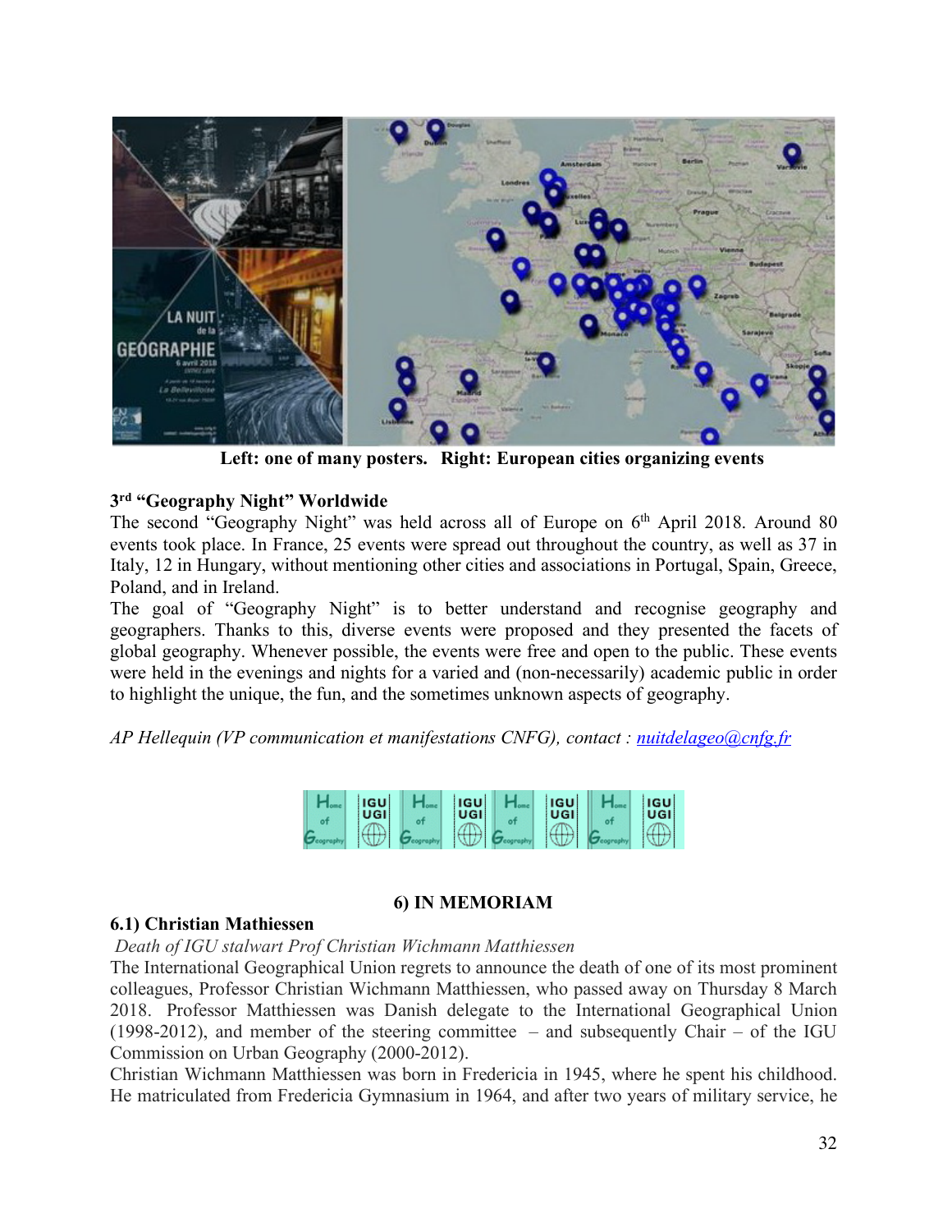**Left: one of many posters. Right: European cities organizing events**

### 3rd "Geography Night" Worldwide

The second "Geography Night" was held across all of Europe on 6th April 2018. Around 80 events took place. In France, 25 events were spread out throughout the country, as well as 37 in Italy, 12 in Hungary, without mentioning other cities and associations in Portugal, Spain, Greece, Poland, and in Ireland.

The goal of "Geography Night" is to better understand and recognise geography and geographers. Thanks to this, diverse events were proposed and they presented the facets of global geography. Whenever possible, the events were free and open to the public. These events were held in the evenings and nights for a varied and (non-necessarily) academic public in order to highlight the unique, the fun, and the sometimes unknown aspects of geography.

*AP Hellequin (VP communication et manifestations CNFG), contact : [nuitdelageo@cnfg.fr](mailto:nuitdelageo@cnfg.fr)*

## 6) IN MEMORIAM

### 6.1) Christian Mathiessen

*Death of IGU stalwart Prof Christian Wichmann Matthiessen*

The International Geographical Union regrets to announce the death of one of its most prominent colleagues, Professor Christian Wichmann Matthiessen, who passed away on Thursday 8 March 2018. Professor Matthiessen was Danish delegate to the International Geographical Union (1998-2012), and member of the steering committee – and subsequently Chair – of the IGU Commission on Urban Geography (2000-2012).

Christian Wichmann Matthiessen was born in Fredericia in 1945, where he spent his childhood. He matriculated from Fredericia Gymnasium in 1964, and after two years of military service, he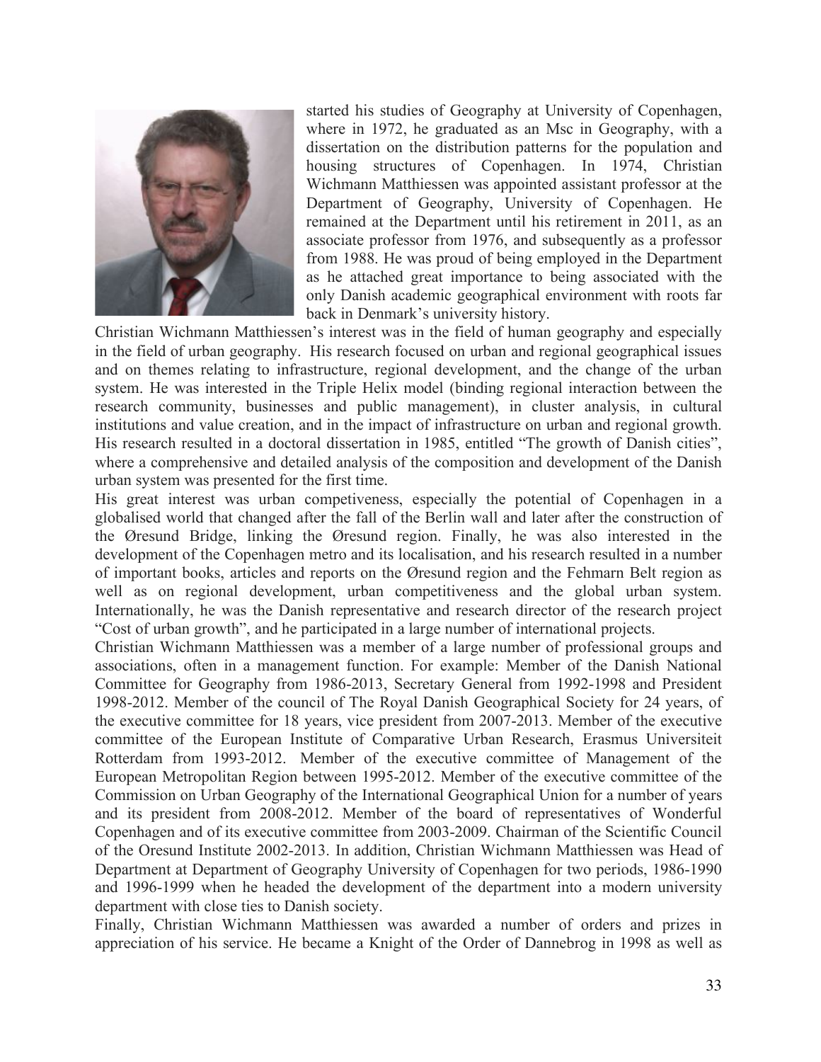started his studies of Geography at University of Copenhagen, where in 1972, he graduated as an Msc in Geography, with a dissertation on the distribution patterns for the population and housing structures of Copenhagen. In 1974, Christian Wichmann Matthiessen was appointed assistant professor at the Department of Geography, University of Copenhagen. He remained at the Department until his retirement in 2011, as an associate professor from 1976, and subsequently as a professor from 1988. He was proud of being employed in the Department as he attached great importance to being associated with the only Danish academic geographical environment with roots far back in Denmark's university history.

Christian Wichmann Matthiessen's interest was in the field of human geography and especially in the field of urban geography. His research focused on urban and regional geographical issues and on themes relating to infrastructure, regional development, and the change of the urban system. He was interested in the Triple Helix model (binding regional interaction between the research community, businesses and public management), in cluster analysis, in cultural institutions and value creation, and in the impact of infrastructure on urban and regional growth. His research resulted in a doctoral dissertation in 1985, entitled "The growth of Danish cities", where a comprehensive and detailed analysis of the composition and development of the Danish urban system was presented for the first time.

His great interest was urban competiveness, especially the potential of Copenhagen in a globalised world that changed after the fall of the Berlin wall and later after the construction of the Øresund Bridge, linking the Øresund region. Finally, he was also interested in the development of the Copenhagen metro and its localisation, and his research resulted in a number of important books, articles and reports on the Øresund region and the Fehmarn Belt region as well as on regional development, urban competitiveness and the global urban system. Internationally, he was the Danish representative and research director of the research project "Cost of urban growth", and he participated in a large number of international projects.

Christian Wichmann Matthiessen was a member of a large number of professional groups and associations, often in a management function. For example: Member of the Danish National Committee for Geography from 1986-2013, Secretary General from 1992-1998 and President 1998-2012. Member of the council of The Royal Danish Geographical Society for 24 years, of the executive committee for 18 years, vice president from 2007-2013. Member of the executive committee of the European Institute of Comparative Urban Research, Erasmus Universiteit Rotterdam from 1993-2012. Member of the executive committee of Management of the European Metropolitan Region between 1995-2012. Member of the executive committee of the Commission on Urban Geography of the International Geographical Union for a number of years and its president from 2008-2012. Member of the board of representatives of Wonderful Copenhagen and of its executive committee from 2003-2009. Chairman of the Scientific Council of the Oresund Institute 2002-2013. In addition, Christian Wichmann Matthiessen was Head of Department at Department of Geography University of Copenhagen for two periods, 1986-1990 and 1996-1999 when he headed the development of the department into a modern university department with close ties to Danish society.

Finally, Christian Wichmann Matthiessen was awarded a number of orders and prizes in appreciation of his service. He became a Knight of the Order of Dannebrog in 1998 as well as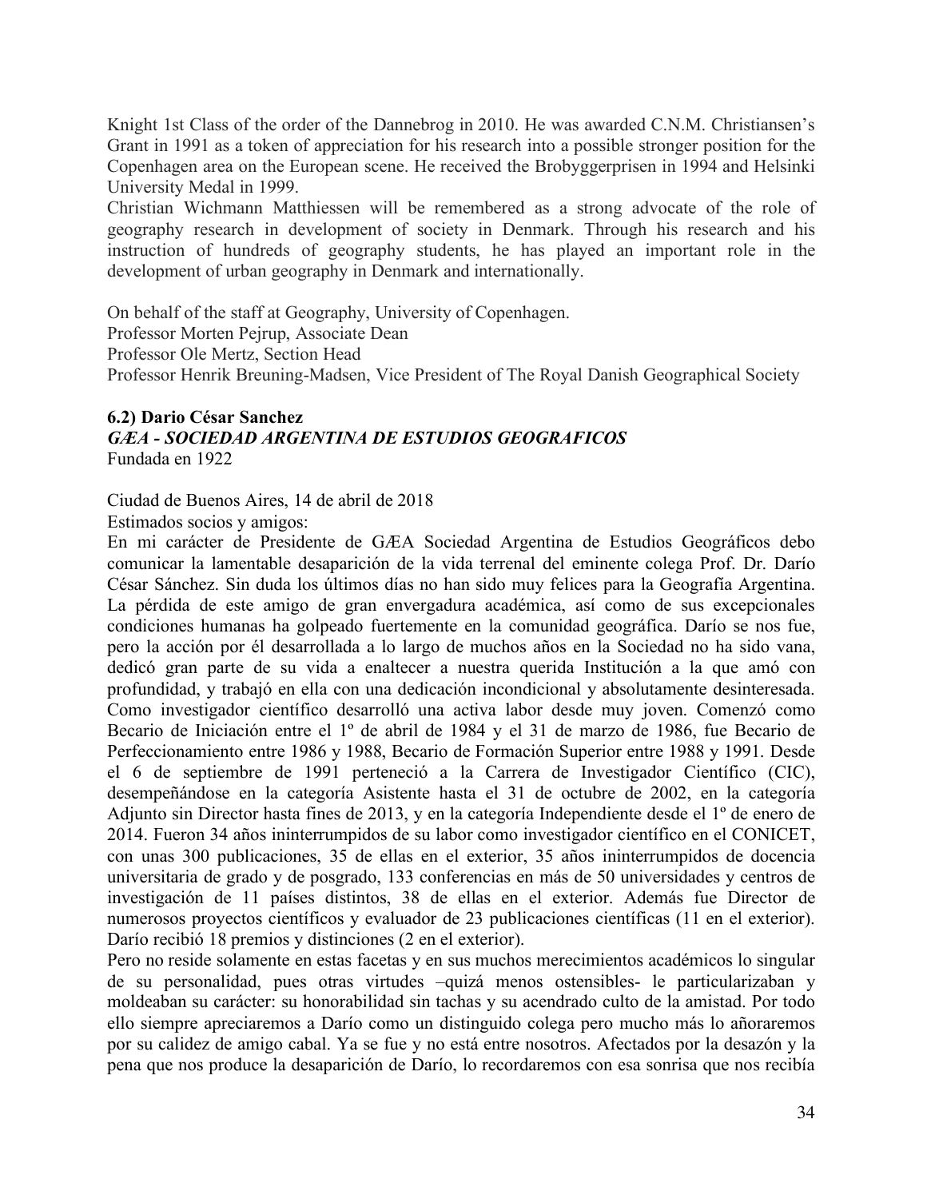Knight 1st Class of the order of the Dannebrog in 2010. He was awarded C.N.M. Christiansen's Grant in 1991 as a token of appreciation for his research into a possible stronger position for the Copenhagen area on the European scene. He received the Brobyggerprisen in 1994 and Helsinki University Medal in 1999.

Christian Wichmann Matthiessen will be remembered as a strong advocate of the role of geography research in development of society in Denmark. Through his research and his instruction of hundreds of geography students, he has played an important role in the development of urban geography in Denmark and internationally.

On behalf of the staff at Geography, University of Copenhagen.
Professor Morten Pejrup, Associate Dean
Professor Ole Mertz, Section Head
Professor Henrik Breuning-Madsen, Vice President of The Royal Danish Geographical Society

### 6.2) Dario César Sanchez

***GÆA - SOCIEDAD ARGENTINA DE ESTUDIOS GEOGRAFICOS***
Fundada en 1922

Ciudad de Buenos Aires, 14 de abril de 2018
Estimados socios y amigos:

En mi carácter de Presidente de GÆA Sociedad Argentina de Estudios Geográficos debo comunicar la lamentable desaparición de la vida terrenal del eminente colega Prof. Dr. Darío César Sánchez. Sin duda los últimos días no han sido muy felices para la Geografía Argentina. La pérdida de este amigo de gran envergadura académica, así como de sus excepcionales condiciones humanas ha golpeado fuertemente en la comunidad geográfica. Darío se nos fue, pero la acción por él desarrollada a lo largo de muchos años en la Sociedad no ha sido vana, dedicó gran parte de su vida a enaltecer a nuestra querida Institución a la que amó con profundidad, y trabajó en ella con una dedicación incondicional y absolutamente desinteresada. Como investigador científico desarrolló una activa labor desde muy joven. Comenzó como Becario de Iniciación entre el 1º de abril de 1984 y el 31 de marzo de 1986, fue Becario de Perfeccionamiento entre 1986 y 1988, Becario de Formación Superior entre 1988 y 1991. Desde el 6 de septiembre de 1991 perteneció a la Carrera de Investigador Científico (CIC), desempeñándose en la categoría Asistente hasta el 31 de octubre de 2002, en la categoría Adjunto sin Director hasta fines de 2013, y en la categoría Independiente desde el 1º de enero de 2014. Fueron 34 años ininterrumpidos de su labor como investigador científico en el CONICET, con unas 300 publicaciones, 35 de ellas en el exterior, 35 años ininterrumpidos de docencia universitaria de grado y de posgrado, 133 conferencias en más de 50 universidades y centros de investigación de 11 países distintos, 38 de ellas en el exterior. Además fue Director de numerosos proyectos científicos y evaluador de 23 publicaciones científicas (11 en el exterior). Darío recibió 18 premios y distinciones (2 en el exterior).

Pero no reside solamente en estas facetas y en sus muchos merecimientos académicos lo singular de su personalidad, pues otras virtudes –quizá menos ostensibles- le particularizaban y moldeaban su carácter: su honorabilidad sin tachas y su acendrado culto de la amistad. Por todo ello siempre apreciaremos a Darío como un distinguido colega pero mucho más lo añoraremos por su calidez de amigo cabal. Ya se fue y no está entre nosotros. Afectados por la desazón y la pena que nos produce la desaparición de Darío, lo recordaremos con esa sonrisa que nos recibía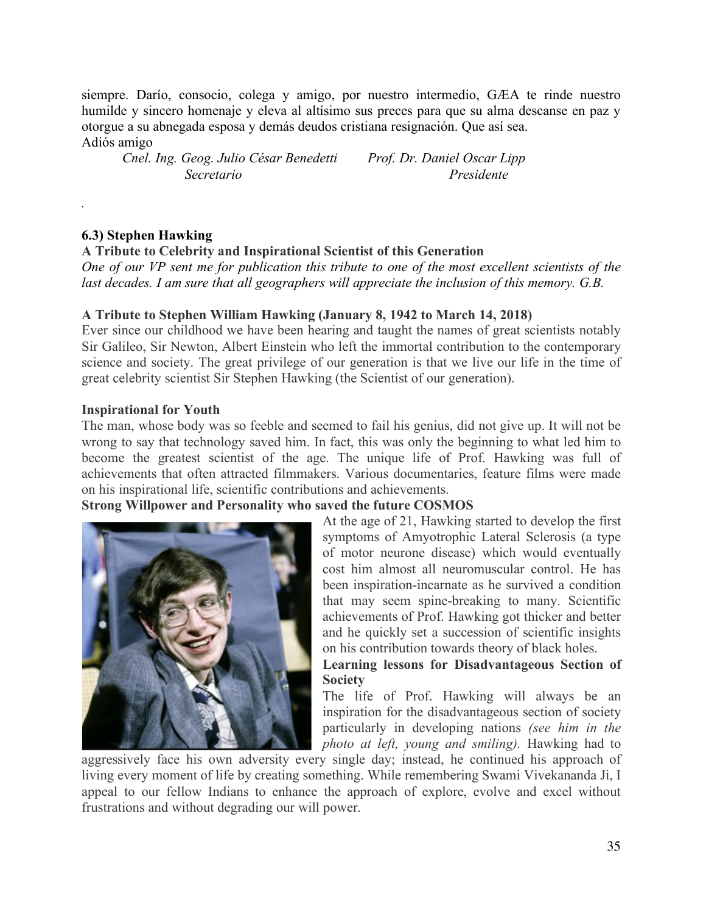siempre. Darío, consocio, colega y amigo, por nuestro intermedio, GÆA te rinde nuestro humilde y sincero homenaje y eleva al altísimo sus preces para que su alma descanse en paz y otorgue a su abnegada esposa y demás deudos cristiana resignación. Que así sea.
Adiós amigo

*Cnel. Ing. Geog. Julio César Benedetti* — *Secretario*

*Prof. Dr. Daniel Oscar Lipp* — *Presidente*

.

**6.3) Stephen Hawking**

**A Tribute to Celebrity and Inspirational Scientist of this Generation**

*One of our VP sent me for publication this tribute to one of the most excellent scientists of the last decades. I am sure that all geographers will appreciate the inclusion of this memory. G.B.*

**A Tribute to Stephen William Hawking (January 8, 1942 to March 14, 2018)**

Ever since our childhood we have been hearing and taught the names of great scientists notably Sir Galileo, Sir Newton, Albert Einstein who left the immortal contribution to the contemporary science and society. The great privilege of our generation is that we live our life in the time of great celebrity scientist Sir Stephen Hawking (the Scientist of our generation).

**Inspirational for Youth**

The man, whose body was so feeble and seemed to fail his genius, did not give up. It will not be wrong to say that technology saved him. In fact, this was only the beginning to what led him to become the greatest scientist of the age. The unique life of Prof. Hawking was full of achievements that often attracted filmmakers. Various documentaries, feature films were made on his inspirational life, scientific contributions and achievements.

**Strong Willpower and Personality who saved the future COSMOS**

At the age of 21, Hawking started to develop the first symptoms of Amyotrophic Lateral Sclerosis (a type of motor neurone disease) which would eventually cost him almost all neuromuscular control. He has been inspiration-incarnate as he survived a condition that may seem spine-breaking to many. Scientific achievements of Prof. Hawking got thicker and better and he quickly set a succession of scientific insights on his contribution towards theory of black holes.

**Learning lessons for Disadvantageous Section of Society**

The life of Prof. Hawking will always be an inspiration for the disadvantageous section of society particularly in developing nations *(see him in the photo at left, young and smiling).* Hawking had to aggressively face his own adversity every single day; instead, he continued his approach of living every moment of life by creating something. While remembering Swami Vivekananda Ji, I appeal to our fellow Indians to enhance the approach of explore, evolve and excel without frustrations and without degrading our will power.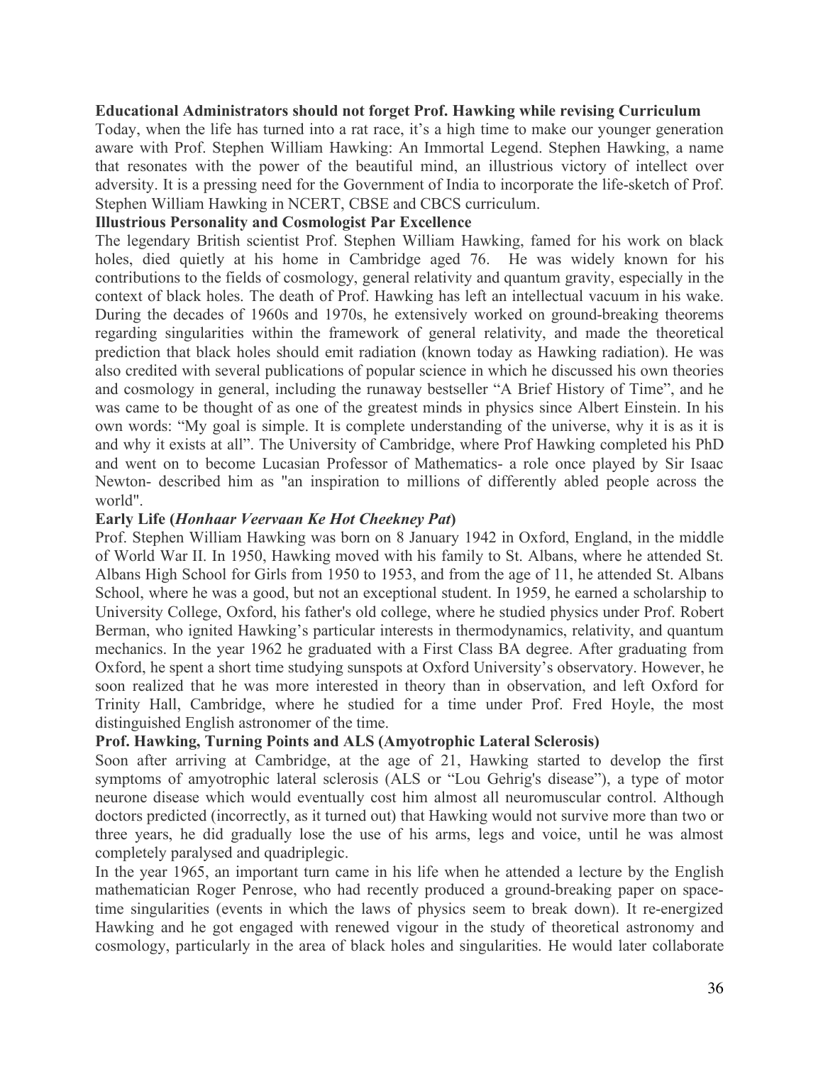**Educational Administrators should not forget Prof. Hawking while revising Curriculum**

Today, when the life has turned into a rat race, it's a high time to make our younger generation aware with Prof. Stephen William Hawking: An Immortal Legend. Stephen Hawking, a name that resonates with the power of the beautiful mind, an illustrious victory of intellect over adversity. It is a pressing need for the Government of India to incorporate the life-sketch of Prof. Stephen William Hawking in NCERT, CBSE and CBCS curriculum.

**Illustrious Personality and Cosmologist Par Excellence**

The legendary British scientist Prof. Stephen William Hawking, famed for his work on black holes, died quietly at his home in Cambridge aged 76. He was widely known for his contributions to the fields of cosmology, general relativity and quantum gravity, especially in the context of black holes. The death of Prof. Hawking has left an intellectual vacuum in his wake. During the decades of 1960s and 1970s, he extensively worked on ground-breaking theorems regarding singularities within the framework of general relativity, and made the theoretical prediction that black holes should emit radiation (known today as Hawking radiation). He was also credited with several publications of popular science in which he discussed his own theories and cosmology in general, including the runaway bestseller "A Brief History of Time", and he was came to be thought of as one of the greatest minds in physics since Albert Einstein. In his own words: "My goal is simple. It is complete understanding of the universe, why it is as it is and why it exists at all". The University of Cambridge, where Prof Hawking completed his PhD and went on to become Lucasian Professor of Mathematics- a role once played by Sir Isaac Newton- described him as "an inspiration to millions of differently abled people across the world".

**Early Life (*Honhaar Veervaan Ke Hot Cheekney Pat*)**

Prof. Stephen William Hawking was born on 8 January 1942 in Oxford, England, in the middle of World War II. In 1950, Hawking moved with his family to St. Albans, where he attended St. Albans High School for Girls from 1950 to 1953, and from the age of 11, he attended St. Albans School, where he was a good, but not an exceptional student. In 1959, he earned a scholarship to University College, Oxford, his father's old college, where he studied physics under Prof. Robert Berman, who ignited Hawking's particular interests in thermodynamics, relativity, and quantum mechanics. In the year 1962 he graduated with a First Class BA degree. After graduating from Oxford, he spent a short time studying sunspots at Oxford University's observatory. However, he soon realized that he was more interested in theory than in observation, and left Oxford for Trinity Hall, Cambridge, where he studied for a time under Prof. Fred Hoyle, the most distinguished English astronomer of the time.

**Prof. Hawking, Turning Points and ALS (Amyotrophic Lateral Sclerosis)**

Soon after arriving at Cambridge, at the age of 21, Hawking started to develop the first symptoms of amyotrophic lateral sclerosis (ALS or "Lou Gehrig's disease"), a type of motor neurone disease which would eventually cost him almost all neuromuscular control. Although doctors predicted (incorrectly, as it turned out) that Hawking would not survive more than two or three years, he did gradually lose the use of his arms, legs and voice, until he was almost completely paralysed and quadriplegic.

In the year 1965, an important turn came in his life when he attended a lecture by the English mathematician Roger Penrose, who had recently produced a ground-breaking paper on space-time singularities (events in which the laws of physics seem to break down). It re-energized Hawking and he got engaged with renewed vigour in the study of theoretical astronomy and cosmology, particularly in the area of black holes and singularities. He would later collaborate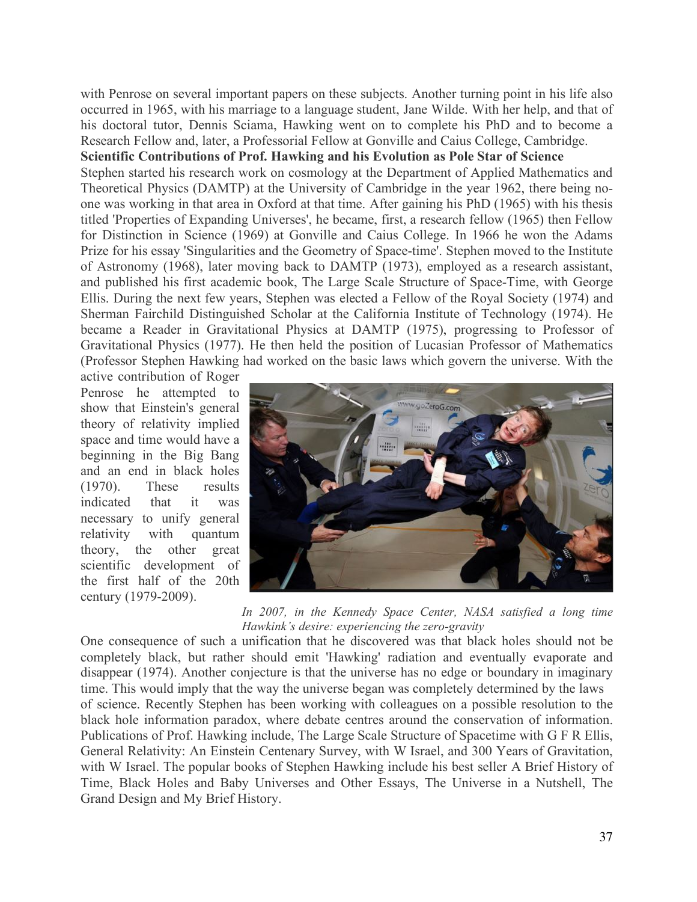with Penrose on several important papers on these subjects. Another turning point in his life also occurred in 1965, with his marriage to a language student, Jane Wilde. With her help, and that of his doctoral tutor, Dennis Sciama, Hawking went on to complete his PhD and to become a Research Fellow and, later, a Professorial Fellow at Gonville and Caius College, Cambridge.

**Scientific Contributions of Prof. Hawking and his Evolution as Pole Star of Science**

Stephen started his research work on cosmology at the Department of Applied Mathematics and Theoretical Physics (DAMTP) at the University of Cambridge in the year 1962, there being no-one was working in that area in Oxford at that time. After gaining his PhD (1965) with his thesis titled 'Properties of Expanding Universes', he became, first, a research fellow (1965) then Fellow for Distinction in Science (1969) at Gonville and Caius College. In 1966 he won the Adams Prize for his essay 'Singularities and the Geometry of Space-time'. Stephen moved to the Institute of Astronomy (1968), later moving back to DAMTP (1973), employed as a research assistant, and published his first academic book, The Large Scale Structure of Space-Time, with George Ellis. During the next few years, Stephen was elected a Fellow of the Royal Society (1974) and Sherman Fairchild Distinguished Scholar at the California Institute of Technology (1974). He became a Reader in Gravitational Physics at DAMTP (1975), progressing to Professor of Gravitational Physics (1977). He then held the position of Lucasian Professor of Mathematics (Professor Stephen Hawking had worked on the basic laws which govern the universe. With the active contribution of Roger Penrose he attempted to show that Einstein's general theory of relativity implied space and time would have a beginning in the Big Bang and an end in black holes (1970). These results indicated that it was necessary to unify general relativity with quantum theory, the other great scientific development of the first half of the 20th century (1979-2009).

*In 2007, in the Kennedy Space Center, NASA satisfied a long time Hawkink's desire: experiencing the zero-gravity*

One consequence of such a unification that he discovered was that black holes should not be completely black, but rather should emit 'Hawking' radiation and eventually evaporate and disappear (1974). Another conjecture is that the universe has no edge or boundary in imaginary time. This would imply that the way the universe began was completely determined by the laws of science. Recently Stephen has been working with colleagues on a possible resolution to the black hole information paradox, where debate centres around the conservation of information. Publications of Prof. Hawking include, The Large Scale Structure of Spacetime with G F R Ellis, General Relativity: An Einstein Centenary Survey, with W Israel, and 300 Years of Gravitation, with W Israel. The popular books of Stephen Hawking include his best seller A Brief History of Time, Black Holes and Baby Universes and Other Essays, The Universe in a Nutshell, The Grand Design and My Brief History.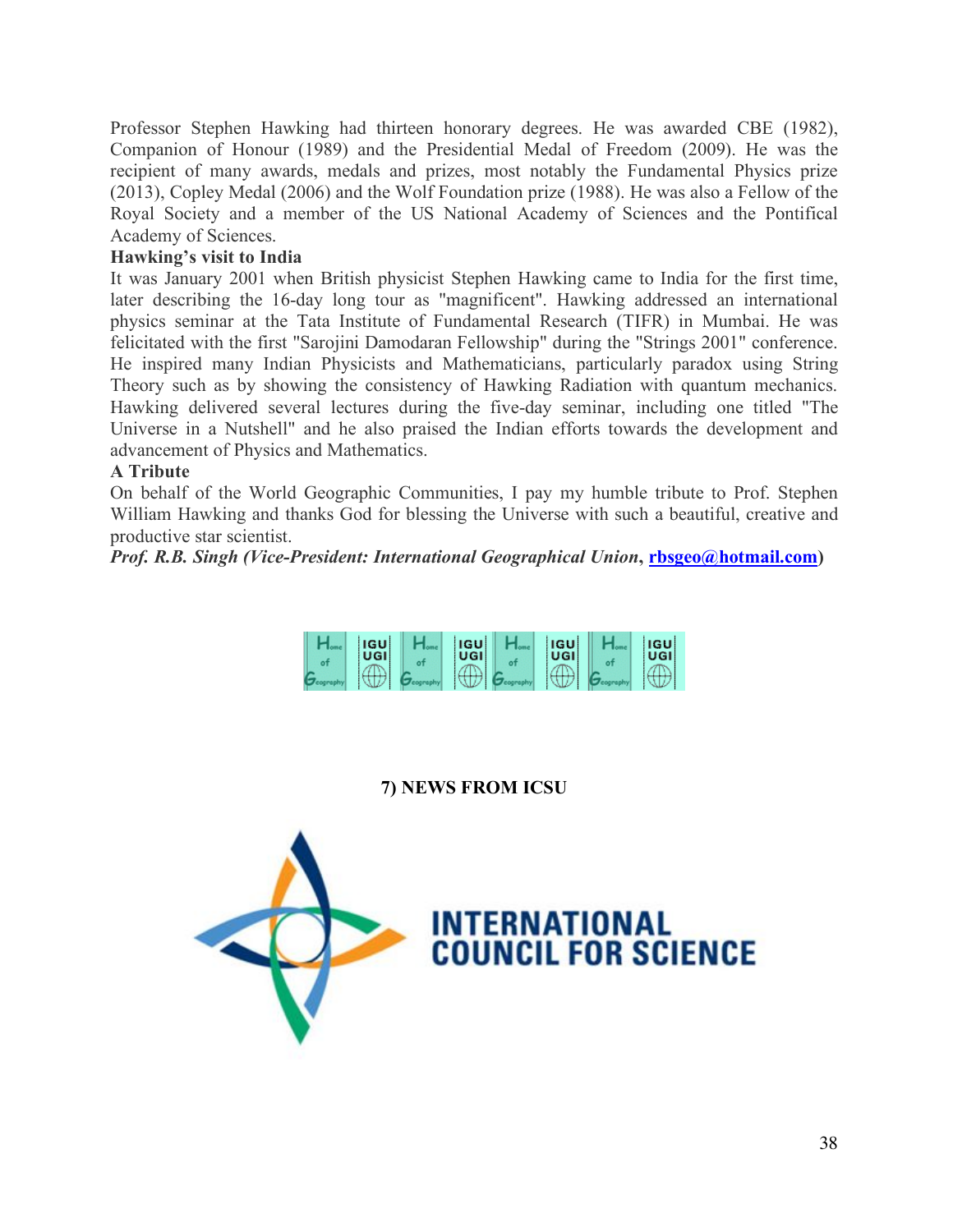Professor Stephen Hawking had thirteen honorary degrees. He was awarded CBE (1982), Companion of Honour (1989) and the Presidential Medal of Freedom (2009). He was the recipient of many awards, medals and prizes, most notably the Fundamental Physics prize (2013), Copley Medal (2006) and the Wolf Foundation prize (1988). He was also a Fellow of the Royal Society and a member of the US National Academy of Sciences and the Pontifical Academy of Sciences.

**Hawking's visit to India**

It was January 2001 when British physicist Stephen Hawking came to India for the first time, later describing the 16-day long tour as "magnificent". Hawking addressed an international physics seminar at the Tata Institute of Fundamental Research (TIFR) in Mumbai. He was felicitated with the first "Sarojini Damodaran Fellowship" during the "Strings 2001" conference. He inspired many Indian Physicists and Mathematicians, particularly paradox using String Theory such as by showing the consistency of Hawking Radiation with quantum mechanics. Hawking delivered several lectures during the five-day seminar, including one titled "The Universe in a Nutshell" and he also praised the Indian efforts towards the development and advancement of Physics and Mathematics.

**A Tribute**

On behalf of the World Geographic Communities, I pay my humble tribute to Prof. Stephen William Hawking and thanks God for blessing the Universe with such a beautiful, creative and productive star scientist.

***Prof. R.B. Singh (Vice-President: International Geographical Union*, rbsgeo@hotmail.com)**

## 7) NEWS FROM ICSU

INTERNATIONAL COUNCIL FOR SCIENCE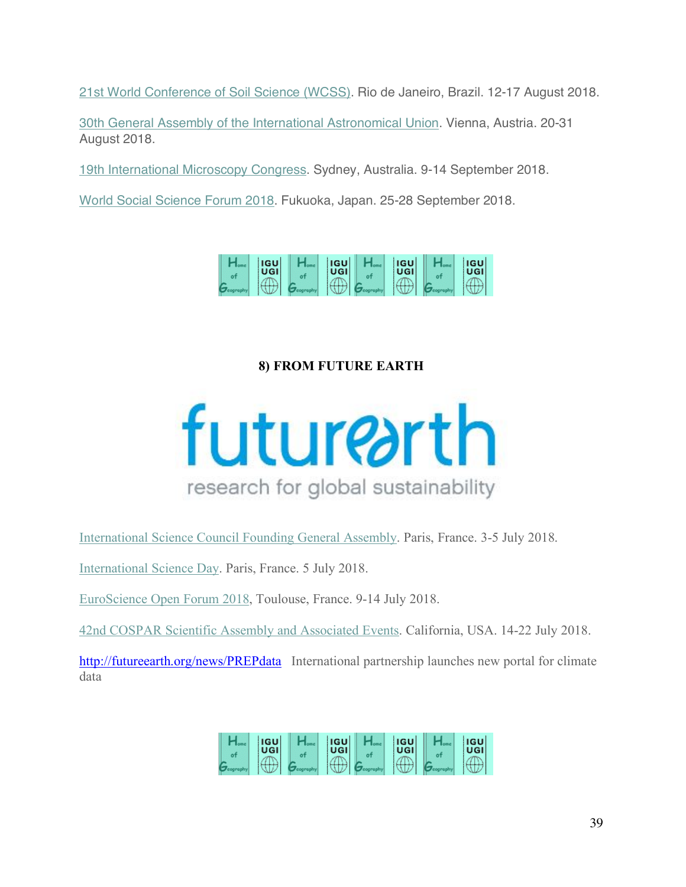21st World Conference of Soil Science (WCSS). Rio de Janeiro, Brazil. 12-17 August 2018.

30th General Assembly of the International Astronomical Union. Vienna, Austria. 20-31 August 2018.

19th International Microscopy Congress. Sydney, Australia. 9-14 September 2018.

World Social Science Forum 2018. Fukuoka, Japan. 25-28 September 2018.

## 8) FROM FUTURE EARTH

International Science Council Founding General Assembly. Paris, France. 3-5 July 2018.

International Science Day. Paris, France. 5 July 2018.

EuroScience Open Forum 2018, Toulouse, France. 9-14 July 2018.

42nd COSPAR Scientific Assembly and Associated Events. California, USA. 14-22 July 2018.

http://futureearth.org/news/PREPdata International partnership launches new portal for climate data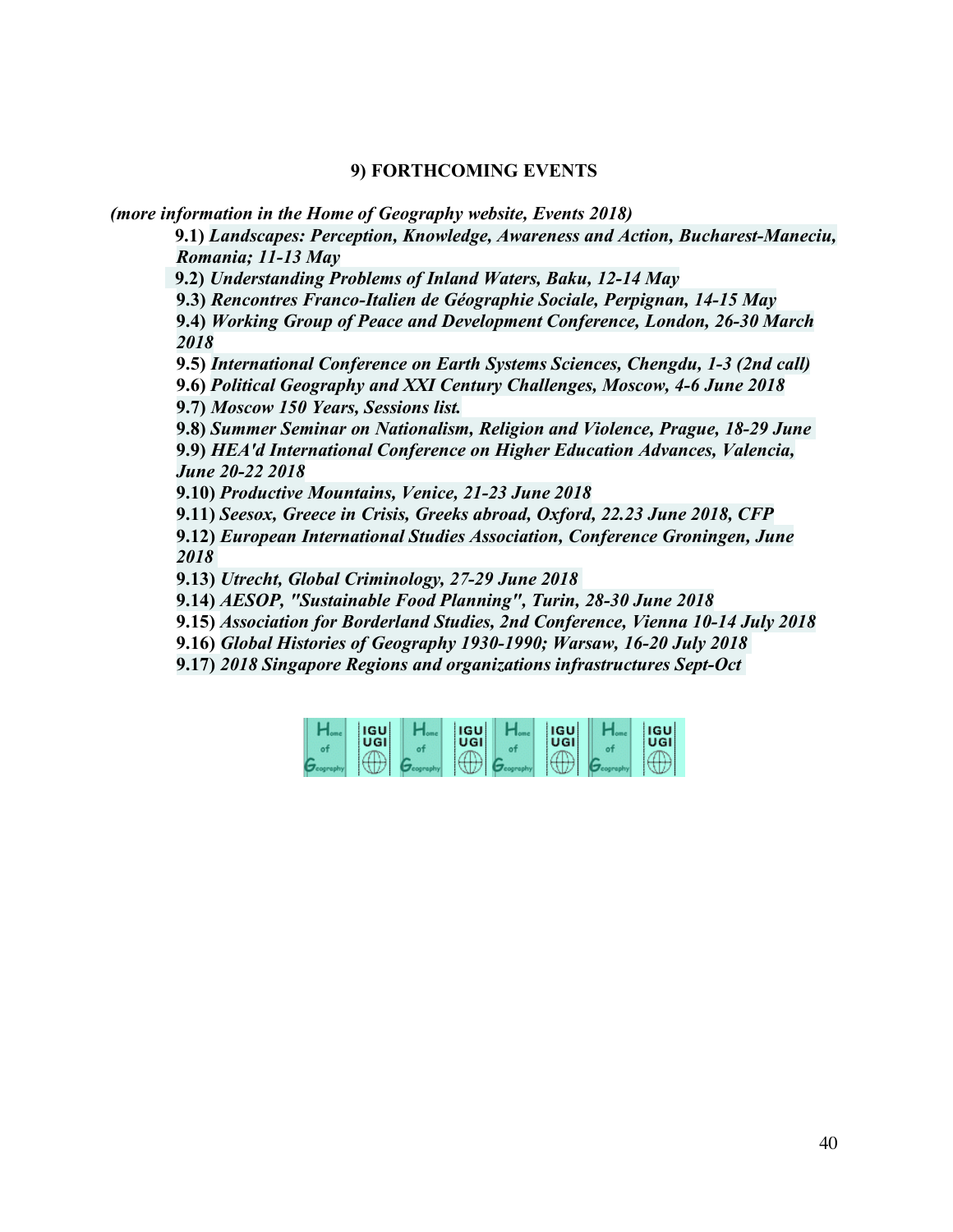## 9) FORTHCOMING EVENTS

***(more information in the Home of Geography website, Events 2018)***

**9.1)** ***Landscapes: Perception, Knowledge, Awareness and Action, Bucharest-Maneciu, Romania; 11-13 May***

**9.2)** ***Understanding Problems of Inland Waters, Baku, 12-14 May***

**9.3)** ***Rencontres Franco-Italien de Géographie Sociale, Perpignan, 14-15 May***

**9.4)** ***Working Group of Peace and Development Conference, London, 26-30 March 2018***

**9.5)** ***International Conference on Earth Systems Sciences, Chengdu, 1-3 (2nd call)***

**9.6)** ***Political Geography and XXI Century Challenges, Moscow, 4-6 June 2018***

**9.7)** ***Moscow 150 Years, Sessions list.***

**9.8)** ***Summer Seminar on Nationalism, Religion and Violence, Prague, 18-29 June***

**9.9)** ***HEA'd International Conference on Higher Education Advances, Valencia, June 20-22 2018***

**9.10)** ***Productive Mountains, Venice, 21-23 June 2018***

**9.11)** ***Seesox, Greece in Crisis, Greeks abroad, Oxford, 22.23 June 2018, CFP***

**9.12)** ***European International Studies Association, Conference Groningen, June 2018***

**9.13)** ***Utrecht, Global Criminology, 27-29 June 2018***

**9.14)** ***AESOP, "Sustainable Food Planning", Turin, 28-30 June 2018***

**9.15)** ***Association for Borderland Studies, 2nd Conference, Vienna 10-14 July 2018***

**9.16)** ***Global Histories of Geography 1930-1990; Warsaw, 16-20 July 2018***

**9.17)** ***2018 Singapore Regions and organizations infrastructures Sept-Oct***